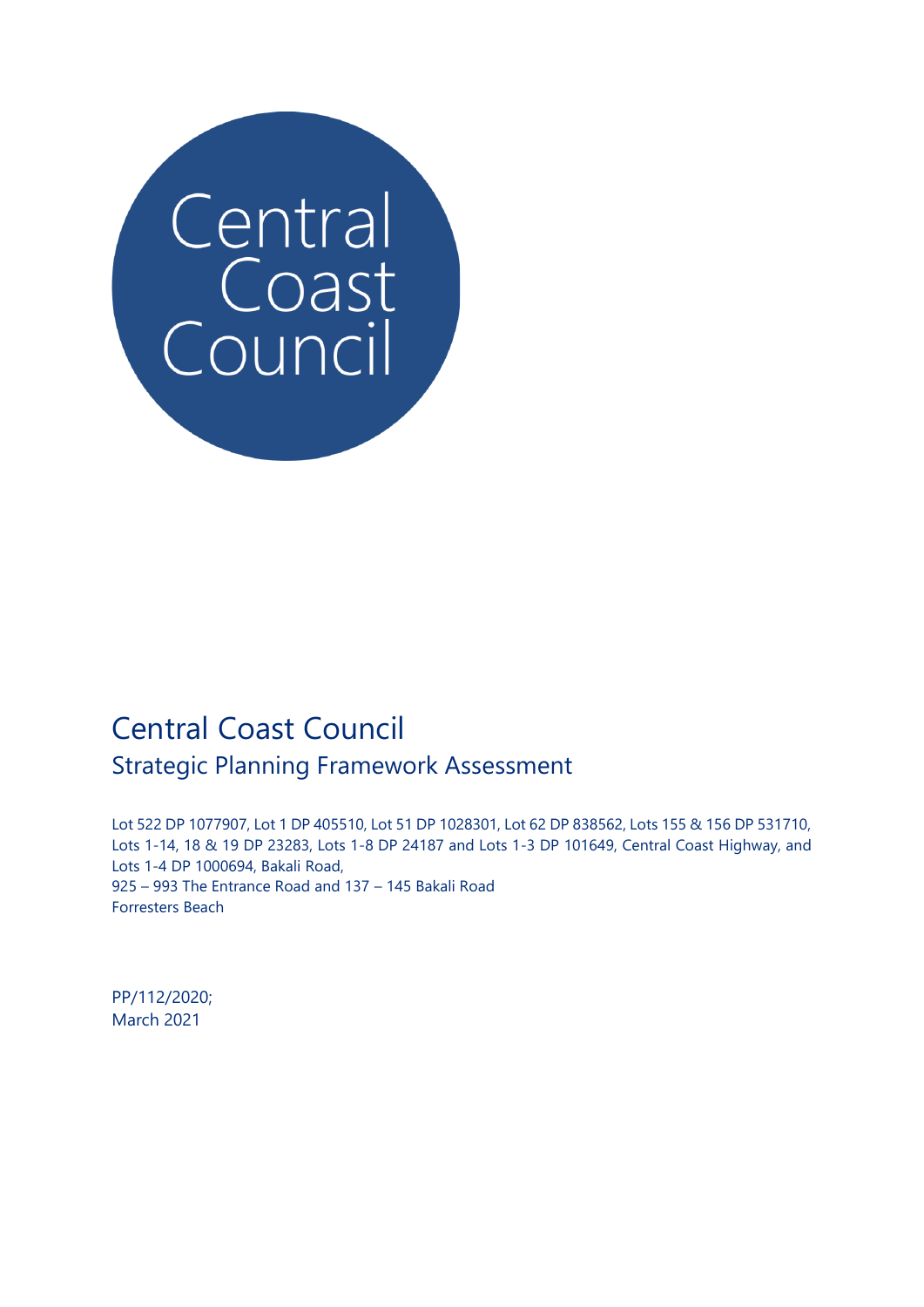Central Coast Council

# Central Coast Council

## Strategic Planning Framework Assessment

Lot 522 DP 1077907, Lot 1 DP 405510, Lot 51 DP 1028301, Lot 62 DP 838562, Lots 155 & 156 DP 531710, Lots 1-14, 18 & 19 DP 23283, Lots 1-8 DP 24187 and Lots 1-3 DP 101649, Central Coast Highway, and Lots 1-4 DP 1000694, Bakali Road,
925 – 993 The Entrance Road and 137 – 145 Bakali Road
Forresters Beach

PP/112/2020;
March 2021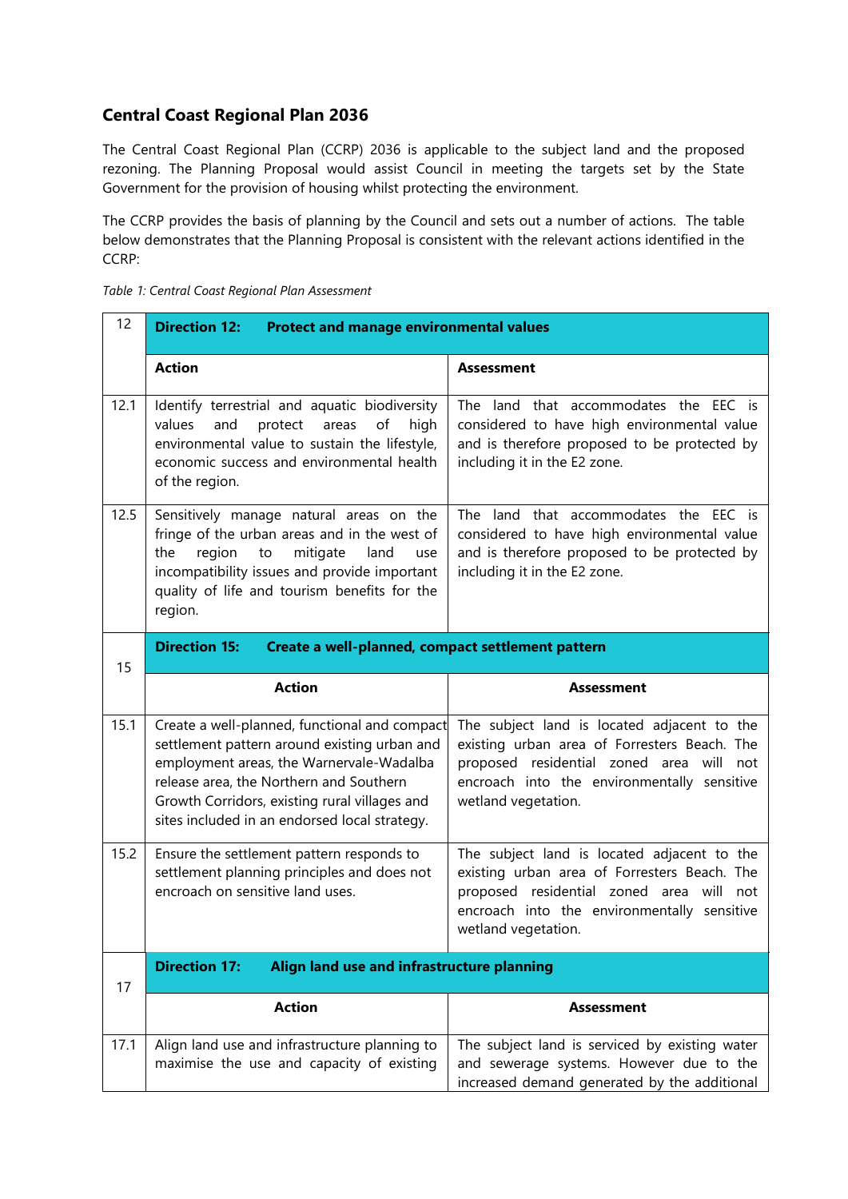## Central Coast Regional Plan 2036

The Central Coast Regional Plan (CCRP) 2036 is applicable to the subject land and the proposed rezoning. The Planning Proposal would assist Council in meeting the targets set by the State Government for the provision of housing whilst protecting the environment.

The CCRP provides the basis of planning by the Council and sets out a number of actions. The table below demonstrates that the Planning Proposal is consistent with the relevant actions identified in the CCRP:

*Table 1: Central Coast Regional Plan Assessment*

| 12 | **Direction 12: Protect and manage environmental values** | |
|---|---|---|
| | **Action** | **Assessment** |
| 12.1 | Identify terrestrial and aquatic biodiversity values and protect areas of high environmental value to sustain the lifestyle, economic success and environmental health of the region. | The land that accommodates the EEC is considered to have high environmental value and is therefore proposed to be protected by including it in the E2 zone. |
| 12.5 | Sensitively manage natural areas on the fringe of the urban areas and in the west of the region to mitigate land use incompatibility issues and provide important quality of life and tourism benefits for the region. | The land that accommodates the EEC is considered to have high environmental value and is therefore proposed to be protected by including it in the E2 zone. |
| 15 | **Direction 15: Create a well-planned, compact settlement pattern** | |
| | **Action** | **Assessment** |
| 15.1 | Create a well-planned, functional and compact settlement pattern around existing urban and employment areas, the Warnervale-Wadalba release area, the Northern and Southern Growth Corridors, existing rural villages and sites included in an endorsed local strategy. | The subject land is located adjacent to the existing urban area of Forresters Beach. The proposed residential zoned area will not encroach into the environmentally sensitive wetland vegetation. |
| 15.2 | Ensure the settlement pattern responds to settlement planning principles and does not encroach on sensitive land uses. | The subject land is located adjacent to the existing urban area of Forresters Beach. The proposed residential zoned area will not encroach into the environmentally sensitive wetland vegetation. |
| 17 | **Direction 17: Align land use and infrastructure planning** | |
| | **Action** | **Assessment** |
| 17.1 | Align land use and infrastructure planning to maximise the use and capacity of existing | The subject land is serviced by existing water and sewerage systems. However due to the increased demand generated by the additional |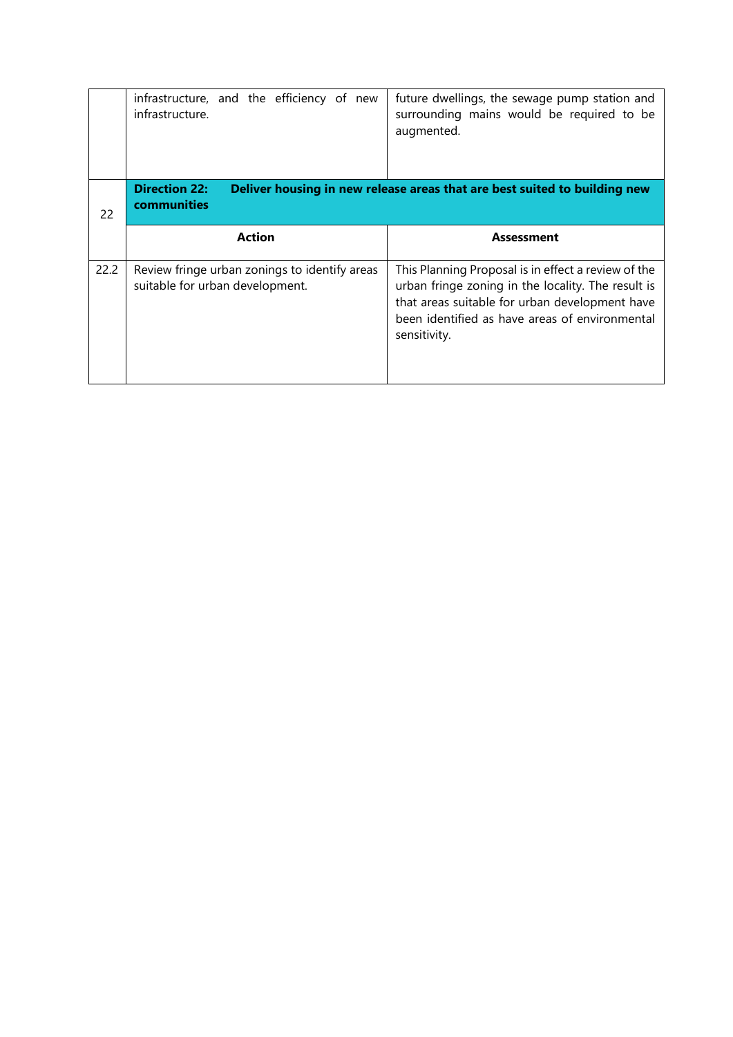| | | |
|---|---|---|
| | infrastructure, and the efficiency of new infrastructure. | future dwellings, the sewage pump station and surrounding mains would be required to be augmented. |
| 22 | **Direction 22: Deliver housing in new release areas that are best suited to building new communities** | |
| | **Action** | **Assessment** |
| 22.2 | Review fringe urban zonings to identify areas suitable for urban development. | This Planning Proposal is in effect a review of the urban fringe zoning in the locality. The result is that areas suitable for urban development have been identified as have areas of environmental sensitivity. |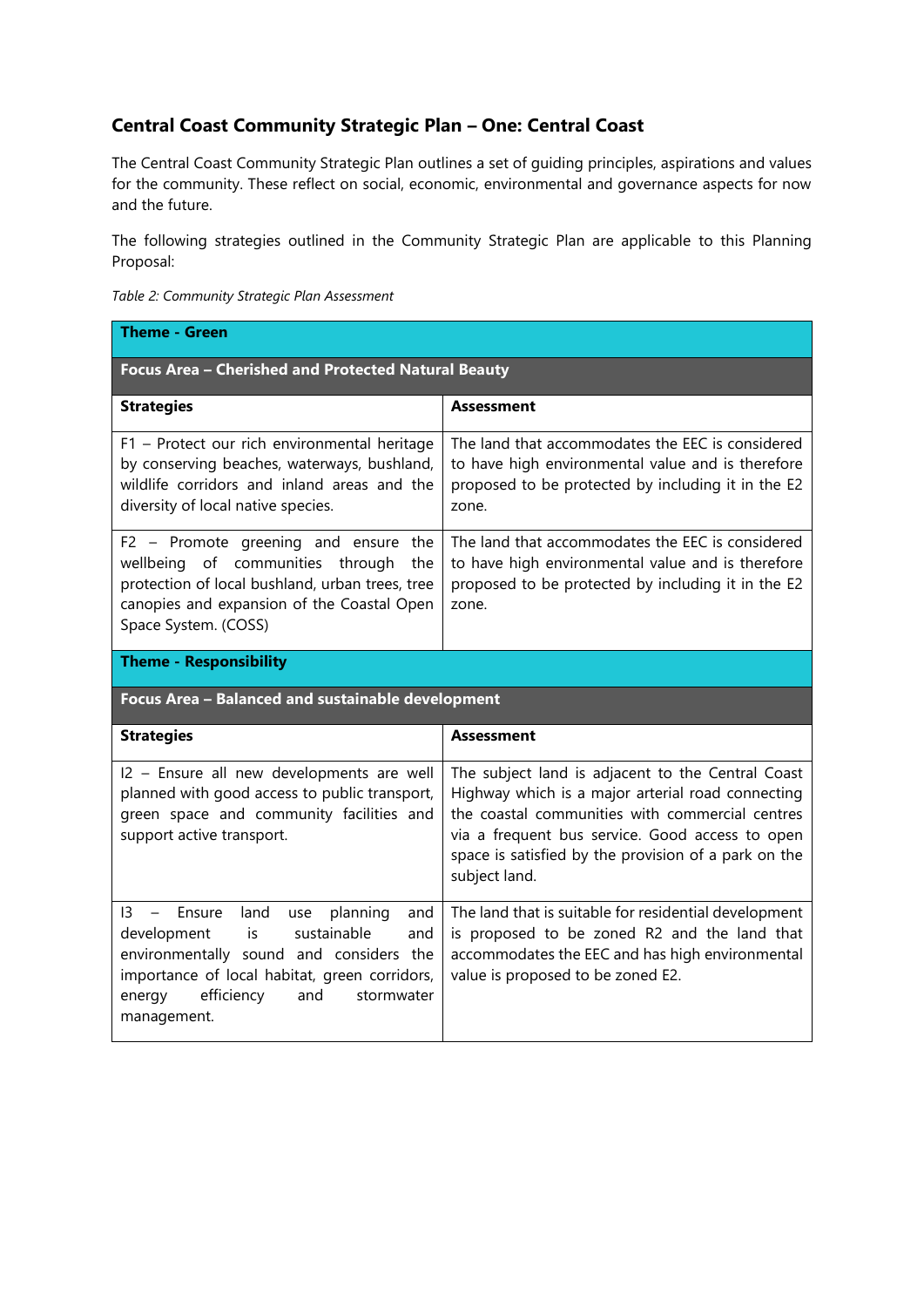## Central Coast Community Strategic Plan – One: Central Coast

The Central Coast Community Strategic Plan outlines a set of guiding principles, aspirations and values for the community. These reflect on social, economic, environmental and governance aspects for now and the future.

The following strategies outlined in the Community Strategic Plan are applicable to this Planning Proposal:

*Table 2: Community Strategic Plan Assessment*

| **Theme - Green** | |
|---|---|
| **Focus Area – Cherished and Protected Natural Beauty** | |
| **Strategies** | **Assessment** |
| F1 – Protect our rich environmental heritage by conserving beaches, waterways, bushland, wildlife corridors and inland areas and the diversity of local native species. | The land that accommodates the EEC is considered to have high environmental value and is therefore proposed to be protected by including it in the E2 zone. |
| F2 – Promote greening and ensure the wellbeing of communities through the protection of local bushland, urban trees, tree canopies and expansion of the Coastal Open Space System. (COSS) | The land that accommodates the EEC is considered to have high environmental value and is therefore proposed to be protected by including it in the E2 zone. |
| **Theme - Responsibility** | |
| **Focus Area – Balanced and sustainable development** | |
| **Strategies** | **Assessment** |
| I2 – Ensure all new developments are well planned with good access to public transport, green space and community facilities and support active transport. | The subject land is adjacent to the Central Coast Highway which is a major arterial road connecting the coastal communities with commercial centres via a frequent bus service. Good access to open space is satisfied by the provision of a park on the subject land. |
| I3 – Ensure land use planning and development is sustainable and environmentally sound and considers the importance of local habitat, green corridors, energy efficiency and stormwater management. | The land that is suitable for residential development is proposed to be zoned R2 and the land that accommodates the EEC and has high environmental value is proposed to be zoned E2. |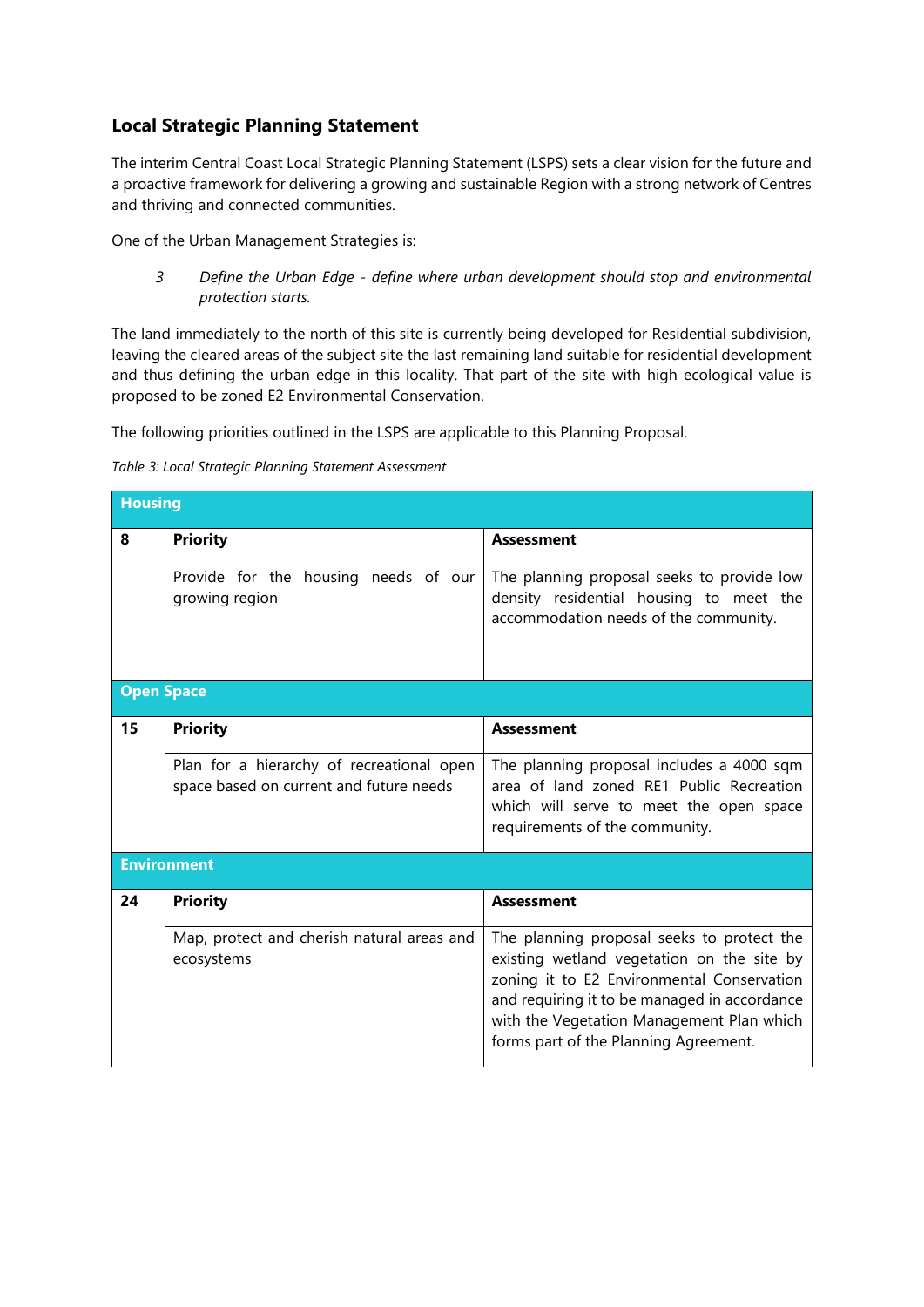## Local Strategic Planning Statement

The interim Central Coast Local Strategic Planning Statement (LSPS) sets a clear vision for the future and a proactive framework for delivering a growing and sustainable Region with a strong network of Centres and thriving and connected communities.

One of the Urban Management Strategies is:

> *3 Define the Urban Edge - define where urban development should stop and environmental protection starts.*

The land immediately to the north of this site is currently being developed for Residential subdivision, leaving the cleared areas of the subject site the last remaining land suitable for residential development and thus defining the urban edge in this locality. That part of the site with high ecological value is proposed to be zoned E2 Environmental Conservation.

The following priorities outlined in the LSPS are applicable to this Planning Proposal.

*Table 3: Local Strategic Planning Statement Assessment*

| **Housing** | | |
|---|---|---|
| **8** | **Priority** | **Assessment** |
| | Provide for the housing needs of our growing region | The planning proposal seeks to provide low density residential housing to meet the accommodation needs of the community. |
| **Open Space** | | |
| **15** | **Priority** | **Assessment** |
| | Plan for a hierarchy of recreational open space based on current and future needs | The planning proposal includes a 4000 sqm area of land zoned RE1 Public Recreation which will serve to meet the open space requirements of the community. |
| **Environment** | | |
| **24** | **Priority** | **Assessment** |
| | Map, protect and cherish natural areas and ecosystems | The planning proposal seeks to protect the existing wetland vegetation on the site by zoning it to E2 Environmental Conservation and requiring it to be managed in accordance with the Vegetation Management Plan which forms part of the Planning Agreement. |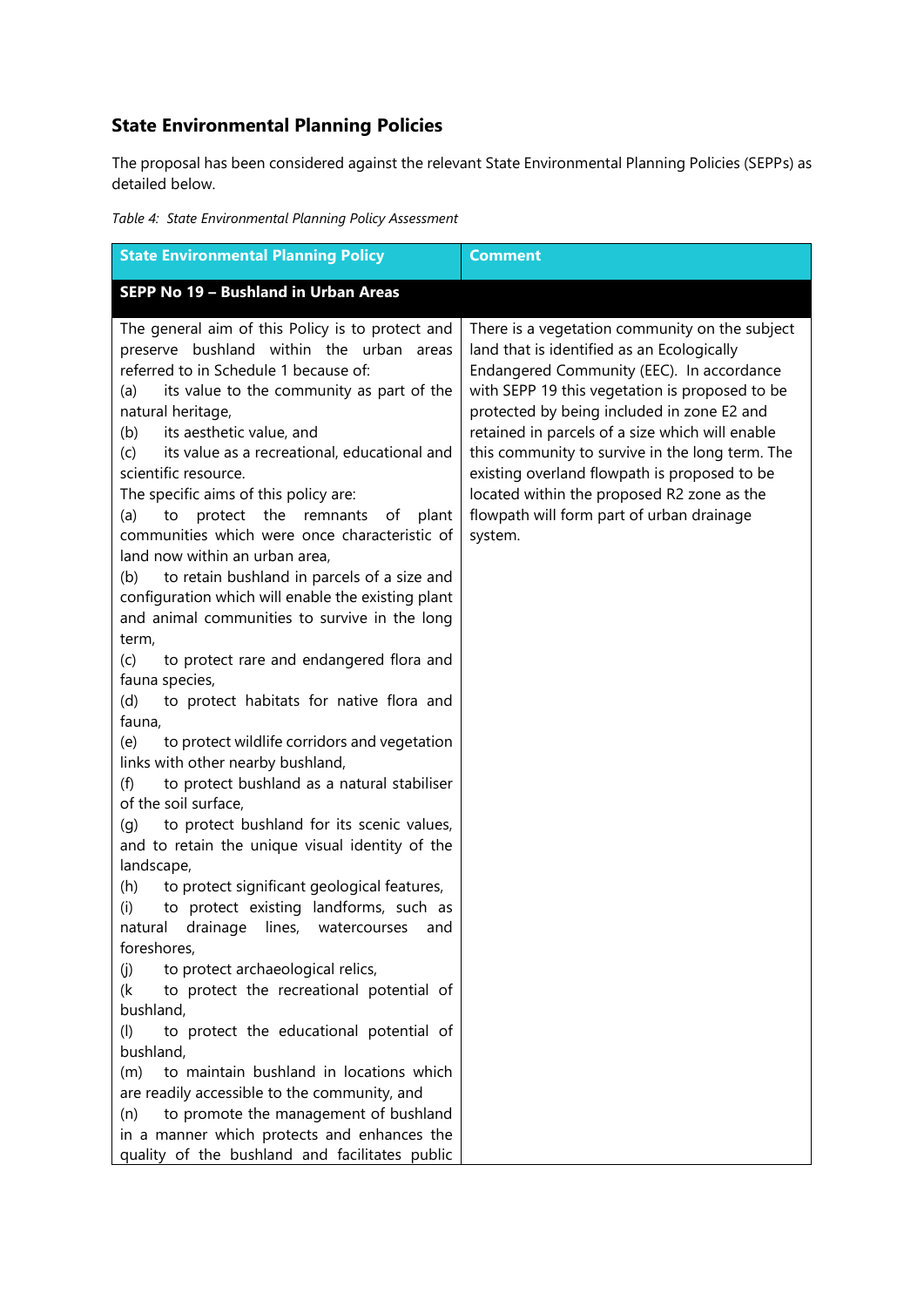## State Environmental Planning Policies

The proposal has been considered against the relevant State Environmental Planning Policies (SEPPs) as detailed below.

*Table 4: State Environmental Planning Policy Assessment*

| State Environmental Planning Policy | Comment |
| --- | --- |
| **SEPP No 19 – Bushland in Urban Areas** | |
| The general aim of this Policy is to protect and preserve bushland within the urban areas referred to in Schedule 1 because of:<br>(a) its value to the community as part of the natural heritage,<br>(b) its aesthetic value, and<br>(c) its value as a recreational, educational and scientific resource.<br>The specific aims of this policy are:<br>(a) to protect the remnants of plant communities which were once characteristic of land now within an urban area,<br>(b) to retain bushland in parcels of a size and configuration which will enable the existing plant and animal communities to survive in the long term,<br>(c) to protect rare and endangered flora and fauna species,<br>(d) to protect habitats for native flora and fauna,<br>(e) to protect wildlife corridors and vegetation links with other nearby bushland,<br>(f) to protect bushland as a natural stabiliser of the soil surface,<br>(g) to protect bushland for its scenic values, and to retain the unique visual identity of the landscape,<br>(h) to protect significant geological features,<br>(i) to protect existing landforms, such as natural drainage lines, watercourses and foreshores,<br>(j) to protect archaeological relics,<br>(k to protect the recreational potential of bushland,<br>(l) to protect the educational potential of bushland,<br>(m) to maintain bushland in locations which are readily accessible to the community, and<br>(n) to promote the management of bushland in a manner which protects and enhances the quality of the bushland and facilitates public | There is a vegetation community on the subject land that is identified as an Ecologically Endangered Community (EEC). In accordance with SEPP 19 this vegetation is proposed to be protected by being included in zone E2 and retained in parcels of a size which will enable this community to survive in the long term. The existing overland flowpath is proposed to be located within the proposed R2 zone as the flowpath will form part of urban drainage system. |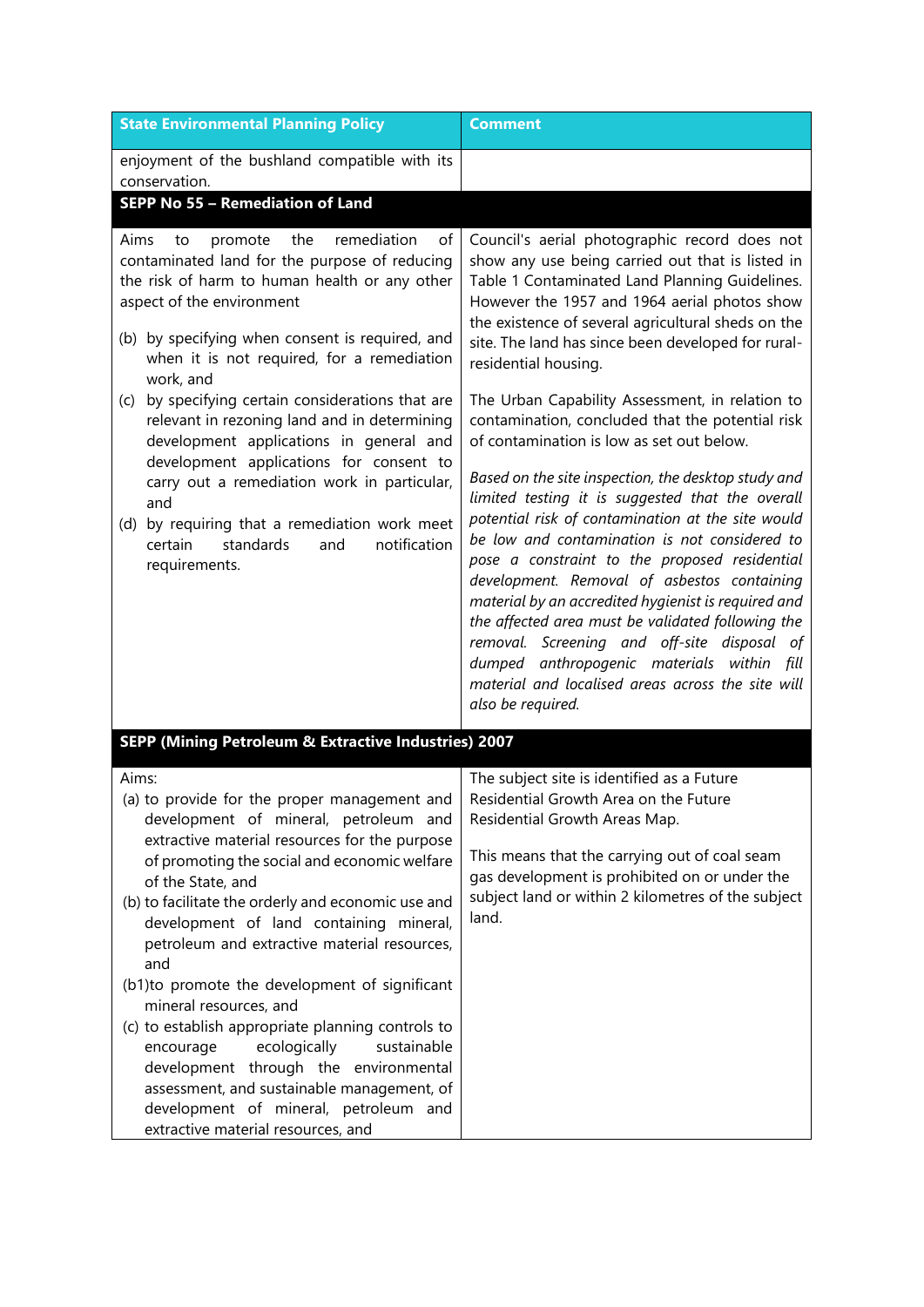| State Environmental Planning Policy | Comment |
|---|---|
| enjoyment of the bushland compatible with its conservation. | |
| **SEPP No 55 – Remediation of Land** | |
| Aims to promote the remediation of contaminated land for the purpose of reducing the risk of harm to human health or any other aspect of the environment<br><br>(b) by specifying when consent is required, and when it is not required, for a remediation work, and<br>(c) by specifying certain considerations that are relevant in rezoning land and in determining development applications in general and development applications for consent to carry out a remediation work in particular, and<br>(d) by requiring that a remediation work meet certain standards and notification requirements. | Council's aerial photographic record does not show any use being carried out that is listed in Table 1 Contaminated Land Planning Guidelines. However the 1957 and 1964 aerial photos show the existence of several agricultural sheds on the site. The land has since been developed for rural-residential housing.<br><br>The Urban Capability Assessment, in relation to contamination, concluded that the potential risk of contamination is low as set out below.<br><br>*Based on the site inspection, the desktop study and limited testing it is suggested that the overall potential risk of contamination at the site would be low and contamination is not considered to pose a constraint to the proposed residential development. Removal of asbestos containing material by an accredited hygienist is required and the affected area must be validated following the removal. Screening and off-site disposal of dumped anthropogenic materials within fill material and localised areas across the site will also be required.* |
| **SEPP (Mining Petroleum & Extractive Industries) 2007** | |
| Aims:<br>(a) to provide for the proper management and development of mineral, petroleum and extractive material resources for the purpose of promoting the social and economic welfare of the State, and<br>(b) to facilitate the orderly and economic use and development of land containing mineral, petroleum and extractive material resources, and<br>(b1) to promote the development of significant mineral resources, and<br>(c) to establish appropriate planning controls to encourage ecologically sustainable development through the environmental assessment, and sustainable management, of development of mineral, petroleum and extractive material resources, and | The subject site is identified as a Future Residential Growth Area on the Future Residential Growth Areas Map.<br><br>This means that the carrying out of coal seam gas development is prohibited on or under the subject land or within 2 kilometres of the subject land. |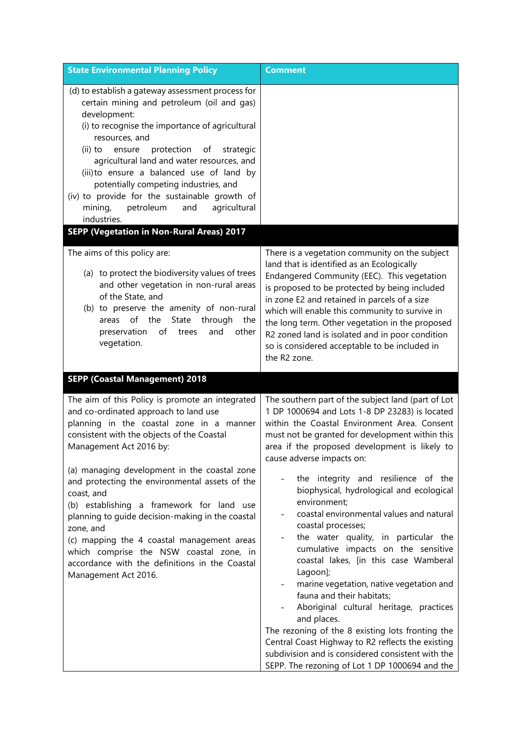| State Environmental Planning Policy | Comment |
| --- | --- |
| (d) to establish a gateway assessment process for certain mining and petroleum (oil and gas) development:<br>(i) to recognise the importance of agricultural resources, and<br>(ii) to ensure protection of strategic agricultural land and water resources, and<br>(iii) to ensure a balanced use of land by potentially competing industries, and<br>(iv) to provide for the sustainable growth of mining, petroleum and agricultural industries. | |
| **SEPP (Vegetation in Non-Rural Areas) 2017** | |
| The aims of this policy are:<br>(a) to protect the biodiversity values of trees and other vegetation in non-rural areas of the State, and<br>(b) to preserve the amenity of non-rural areas of the State through the preservation of trees and other vegetation. | There is a vegetation community on the subject land that is identified as an Ecologically Endangered Community (EEC). This vegetation is proposed to be protected by being included in zone E2 and retained in parcels of a size which will enable this community to survive in the long term. Other vegetation in the proposed R2 zoned land is isolated and in poor condition so is considered acceptable to be included in the R2 zone. |
| **SEPP (Coastal Management) 2018** | |
| The aim of this Policy is promote an integrated and co-ordinated approach to land use planning in the coastal zone in a manner consistent with the objects of the Coastal Management Act 2016 by:<br><br>(a) managing development in the coastal zone and protecting the environmental assets of the coast, and<br>(b) establishing a framework for land use planning to guide decision-making in the coastal zone, and<br>(c) mapping the 4 coastal management areas which comprise the NSW coastal zone, in accordance with the definitions in the Coastal Management Act 2016. | The southern part of the subject land (part of Lot 1 DP 1000694 and Lots 1-8 DP 23283) is located within the Coastal Environment Area. Consent must not be granted for development within this area if the proposed development is likely to cause adverse impacts on:<br>- the integrity and resilience of the biophysical, hydrological and ecological environment;<br>- coastal environmental values and natural coastal processes;<br>- the water quality, in particular the cumulative impacts on the sensitive coastal lakes, [in this case Wamberal Lagoon];<br>- marine vegetation, native vegetation and fauna and their habitats;<br>- Aboriginal cultural heritage, practices and places.<br>The rezoning of the 8 existing lots fronting the Central Coast Highway to R2 reflects the existing subdivision and is considered consistent with the SEPP. The rezoning of Lot 1 DP 1000694 and the |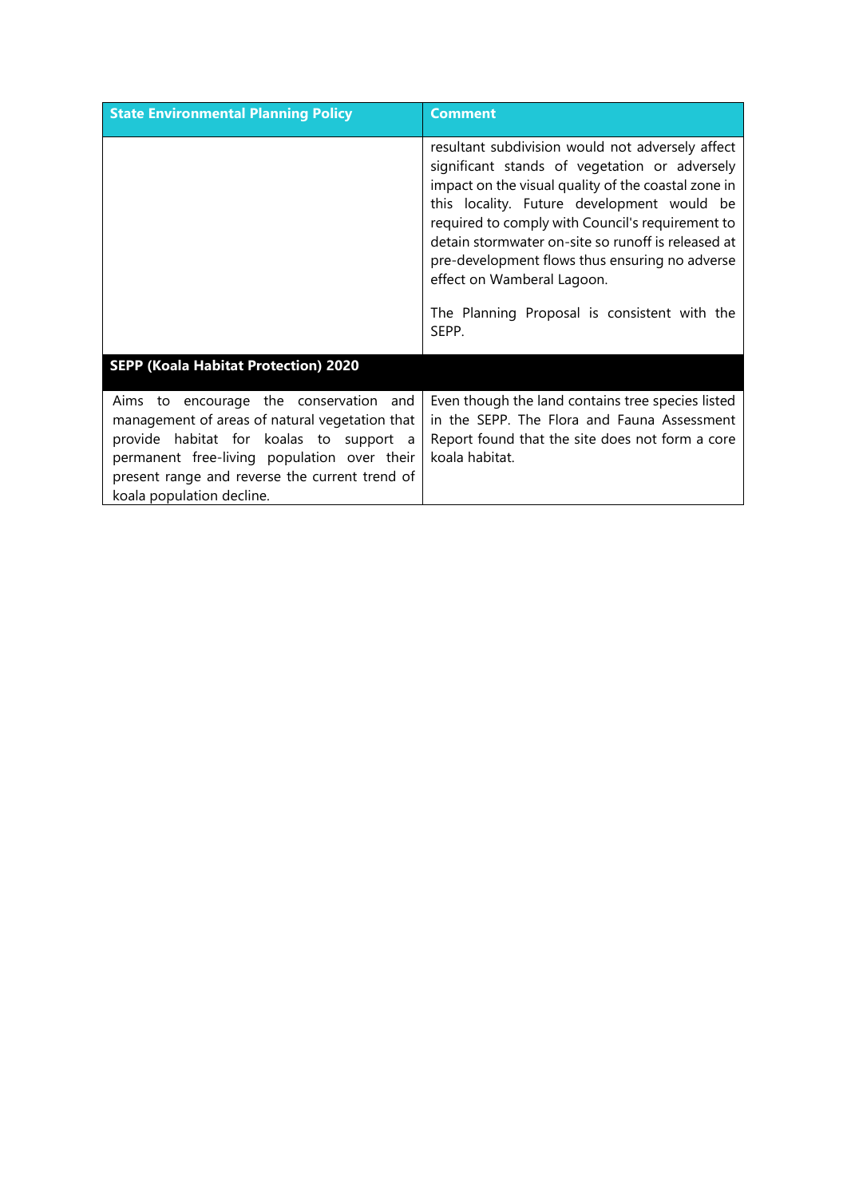| State Environmental Planning Policy | Comment |
|---|---|
| | resultant subdivision would not adversely affect significant stands of vegetation or adversely impact on the visual quality of the coastal zone in this locality. Future development would be required to comply with Council's requirement to detain stormwater on-site so runoff is released at pre-development flows thus ensuring no adverse effect on Wamberal Lagoon.<br><br>The Planning Proposal is consistent with the SEPP. |
| **SEPP (Koala Habitat Protection) 2020** | |
| Aims to encourage the conservation and management of areas of natural vegetation that provide habitat for koalas to support a permanent free-living population over their present range and reverse the current trend of koala population decline. | Even though the land contains tree species listed in the SEPP. The Flora and Fauna Assessment Report found that the site does not form a core koala habitat. |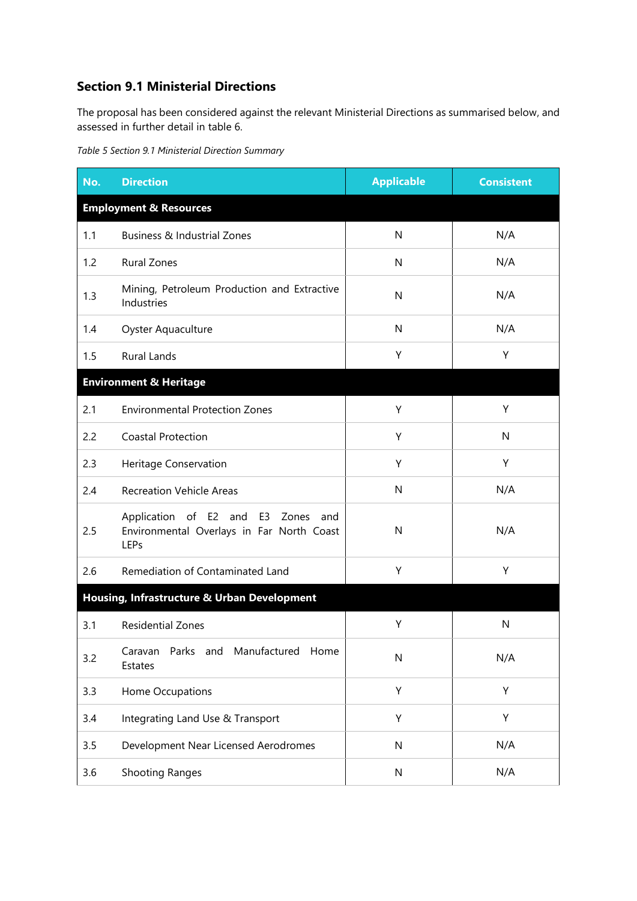### Section 9.1 Ministerial Directions

The proposal has been considered against the relevant Ministerial Directions as summarised below, and assessed in further detail in table 6.

*Table 5 Section 9.1 Ministerial Direction Summary*

| No. | Direction | Applicable | Consistent |
|---|---|---|---|
| **Employment & Resources** | | | |
| 1.1 | Business & Industrial Zones | N | N/A |
| 1.2 | Rural Zones | N | N/A |
| 1.3 | Mining, Petroleum Production and Extractive Industries | N | N/A |
| 1.4 | Oyster Aquaculture | N | N/A |
| 1.5 | Rural Lands | Y | Y |
| **Environment & Heritage** | | | |
| 2.1 | Environmental Protection Zones | Y | Y |
| 2.2 | Coastal Protection | Y | N |
| 2.3 | Heritage Conservation | Y | Y |
| 2.4 | Recreation Vehicle Areas | N | N/A |
| 2.5 | Application of E2 and E3 Zones and Environmental Overlays in Far North Coast LEPs | N | N/A |
| 2.6 | Remediation of Contaminated Land | Y | Y |
| **Housing, Infrastructure & Urban Development** | | | |
| 3.1 | Residential Zones | Y | N |
| 3.2 | Caravan Parks and Manufactured Home Estates | N | N/A |
| 3.3 | Home Occupations | Y | Y |
| 3.4 | Integrating Land Use & Transport | Y | Y |
| 3.5 | Development Near Licensed Aerodromes | N | N/A |
| 3.6 | Shooting Ranges | N | N/A |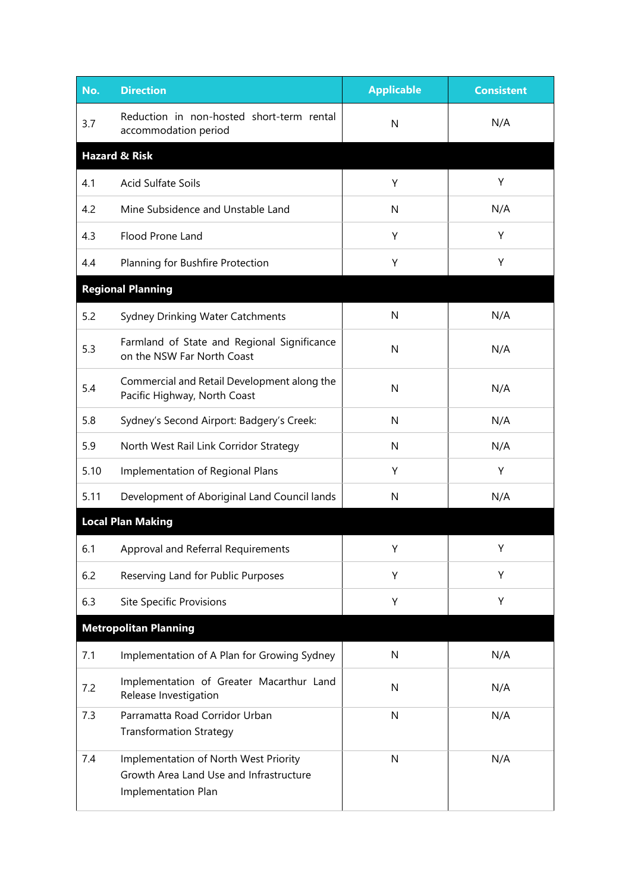| No. | Direction | Applicable | Consistent |
|---|---|---|---|
| 3.7 | Reduction in non-hosted short-term rental accommodation period | N | N/A |
| **Hazard & Risk** | | | |
| 4.1 | Acid Sulfate Soils | Y | Y |
| 4.2 | Mine Subsidence and Unstable Land | N | N/A |
| 4.3 | Flood Prone Land | Y | Y |
| 4.4 | Planning for Bushfire Protection | Y | Y |
| **Regional Planning** | | | |
| 5.2 | Sydney Drinking Water Catchments | N | N/A |
| 5.3 | Farmland of State and Regional Significance on the NSW Far North Coast | N | N/A |
| 5.4 | Commercial and Retail Development along the Pacific Highway, North Coast | N | N/A |
| 5.8 | Sydney's Second Airport: Badgery's Creek: | N | N/A |
| 5.9 | North West Rail Link Corridor Strategy | N | N/A |
| 5.10 | Implementation of Regional Plans | Y | Y |
| 5.11 | Development of Aboriginal Land Council lands | N | N/A |
| **Local Plan Making** | | | |
| 6.1 | Approval and Referral Requirements | Y | Y |
| 6.2 | Reserving Land for Public Purposes | Y | Y |
| 6.3 | Site Specific Provisions | Y | Y |
| **Metropolitan Planning** | | | |
| 7.1 | Implementation of A Plan for Growing Sydney | N | N/A |
| 7.2 | Implementation of Greater Macarthur Land Release Investigation | N | N/A |
| 7.3 | Parramatta Road Corridor Urban Transformation Strategy | N | N/A |
| 7.4 | Implementation of North West Priority Growth Area Land Use and Infrastructure Implementation Plan | N | N/A |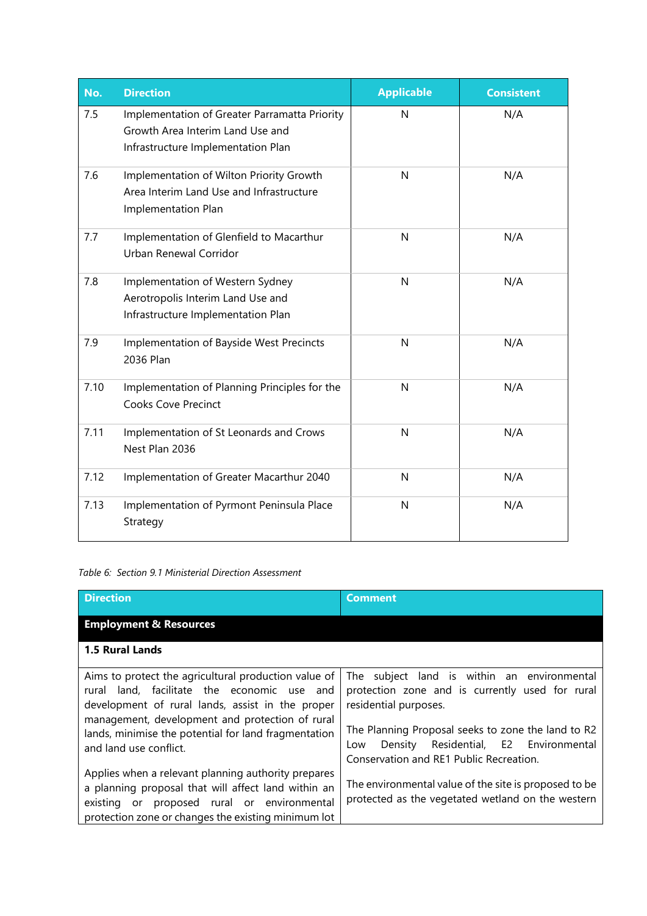| No. | Direction | Applicable | Consistent |
|---|---|---|---|
| 7.5 | Implementation of Greater Parramatta Priority Growth Area Interim Land Use and Infrastructure Implementation Plan | N | N/A |
| 7.6 | Implementation of Wilton Priority Growth Area Interim Land Use and Infrastructure Implementation Plan | N | N/A |
| 7.7 | Implementation of Glenfield to Macarthur Urban Renewal Corridor | N | N/A |
| 7.8 | Implementation of Western Sydney Aerotropolis Interim Land Use and Infrastructure Implementation Plan | N | N/A |
| 7.9 | Implementation of Bayside West Precincts 2036 Plan | N | N/A |
| 7.10 | Implementation of Planning Principles for the Cooks Cove Precinct | N | N/A |
| 7.11 | Implementation of St Leonards and Crows Nest Plan 2036 | N | N/A |
| 7.12 | Implementation of Greater Macarthur 2040 | N | N/A |
| 7.13 | Implementation of Pyrmont Peninsula Place Strategy | N | N/A |

*Table 6: Section 9.1 Ministerial Direction Assessment*

| Direction | Comment |
|---|---|
| **Employment & Resources** | |
| **1.5 Rural Lands** | |
| Aims to protect the agricultural production value of rural land, facilitate the economic use and development of rural lands, assist in the proper management, development and protection of rural lands, minimise the potential for land fragmentation and land use conflict.<br><br>Applies when a relevant planning authority prepares a planning proposal that will affect land within an existing or proposed rural or environmental protection zone or changes the existing minimum lot | The subject land is within an environmental protection zone and is currently used for rural residential purposes.<br><br>The Planning Proposal seeks to zone the land to R2 Low Density Residential, E2 Environmental Conservation and RE1 Public Recreation.<br><br>The environmental value of the site is proposed to be protected as the vegetated wetland on the western |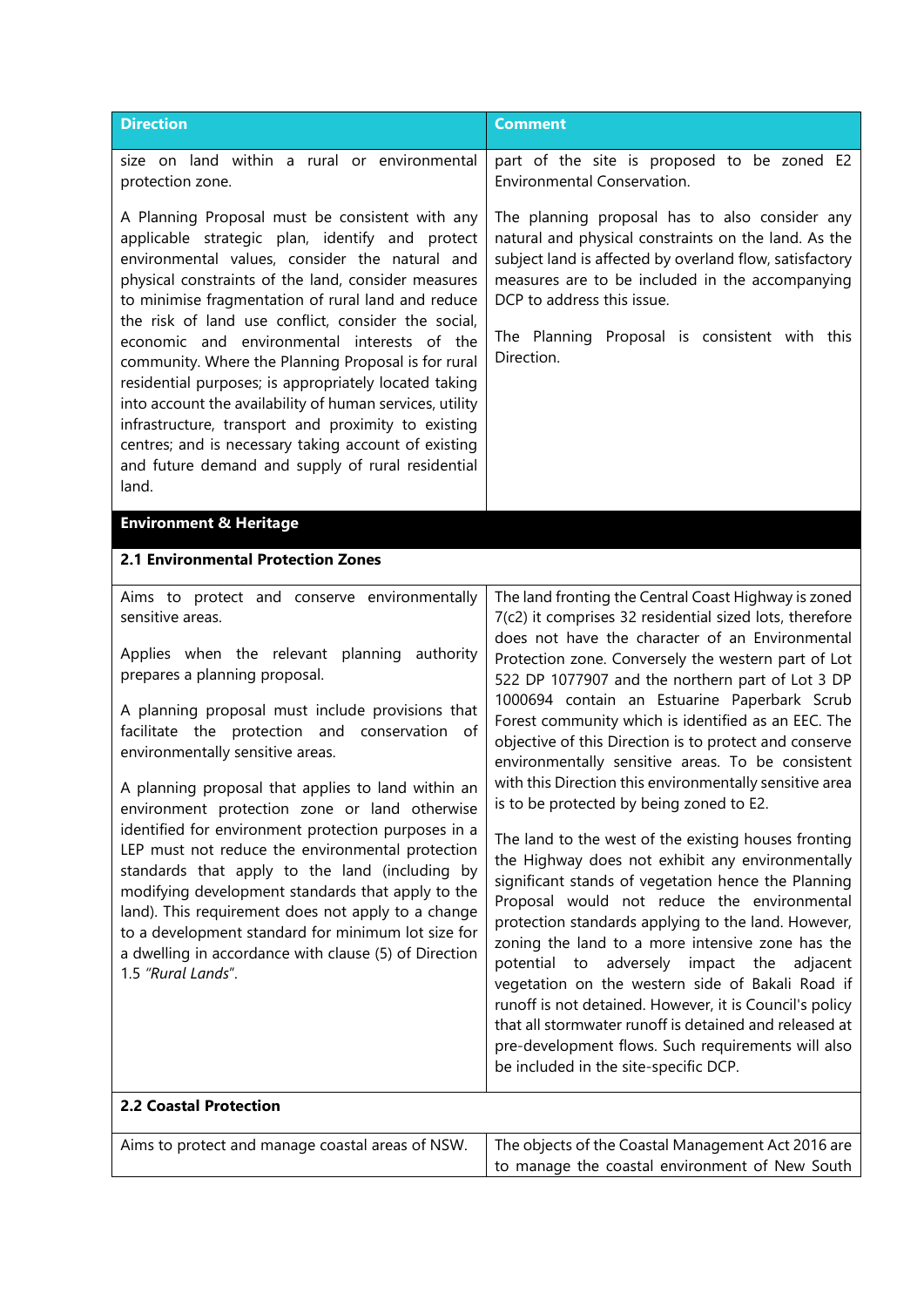| Direction | Comment |
|---|---|
| size on land within a rural or environmental protection zone.<br><br>A Planning Proposal must be consistent with any applicable strategic plan, identify and protect environmental values, consider the natural and physical constraints of the land, consider measures to minimise fragmentation of rural land and reduce the risk of land use conflict, consider the social, economic and environmental interests of the community. Where the Planning Proposal is for rural residential purposes; is appropriately located taking into account the availability of human services, utility infrastructure, transport and proximity to existing centres; and is necessary taking account of existing and future demand and supply of rural residential land. | part of the site is proposed to be zoned E2 Environmental Conservation.<br><br>The planning proposal has to also consider any natural and physical constraints on the land. As the subject land is affected by overland flow, satisfactory measures are to be included in the accompanying DCP to address this issue.<br><br>The Planning Proposal is consistent with this Direction. |
| **Environment & Heritage** | |
| **2.1 Environmental Protection Zones** | |
| Aims to protect and conserve environmentally sensitive areas.<br><br>Applies when the relevant planning authority prepares a planning proposal.<br><br>A planning proposal must include provisions that facilitate the protection and conservation of environmentally sensitive areas.<br><br>A planning proposal that applies to land within an environment protection zone or land otherwise identified for environment protection purposes in a LEP must not reduce the environmental protection standards that apply to the land (including by modifying development standards that apply to the land). This requirement does not apply to a change to a development standard for minimum lot size for a dwelling in accordance with clause (5) of Direction 1.5 *"Rural Lands"*. | The land fronting the Central Coast Highway is zoned 7(c2) it comprises 32 residential sized lots, therefore does not have the character of an Environmental Protection zone. Conversely the western part of Lot 522 DP 1077907 and the northern part of Lot 3 DP 1000694 contain an Estuarine Paperbark Scrub Forest community which is identified as an EEC. The objective of this Direction is to protect and conserve environmentally sensitive areas. To be consistent with this Direction this environmentally sensitive area is to be protected by being zoned to E2.<br><br>The land to the west of the existing houses fronting the Highway does not exhibit any environmentally significant stands of vegetation hence the Planning Proposal would not reduce the environmental protection standards applying to the land. However, zoning the land to a more intensive zone has the potential to adversely impact the adjacent vegetation on the western side of Bakali Road if runoff is not detained. However, it is Council's policy that all stormwater runoff is detained and released at pre-development flows. Such requirements will also be included in the site-specific DCP. |
| **2.2 Coastal Protection** | |
| Aims to protect and manage coastal areas of NSW. | The objects of the Coastal Management Act 2016 are to manage the coastal environment of New South |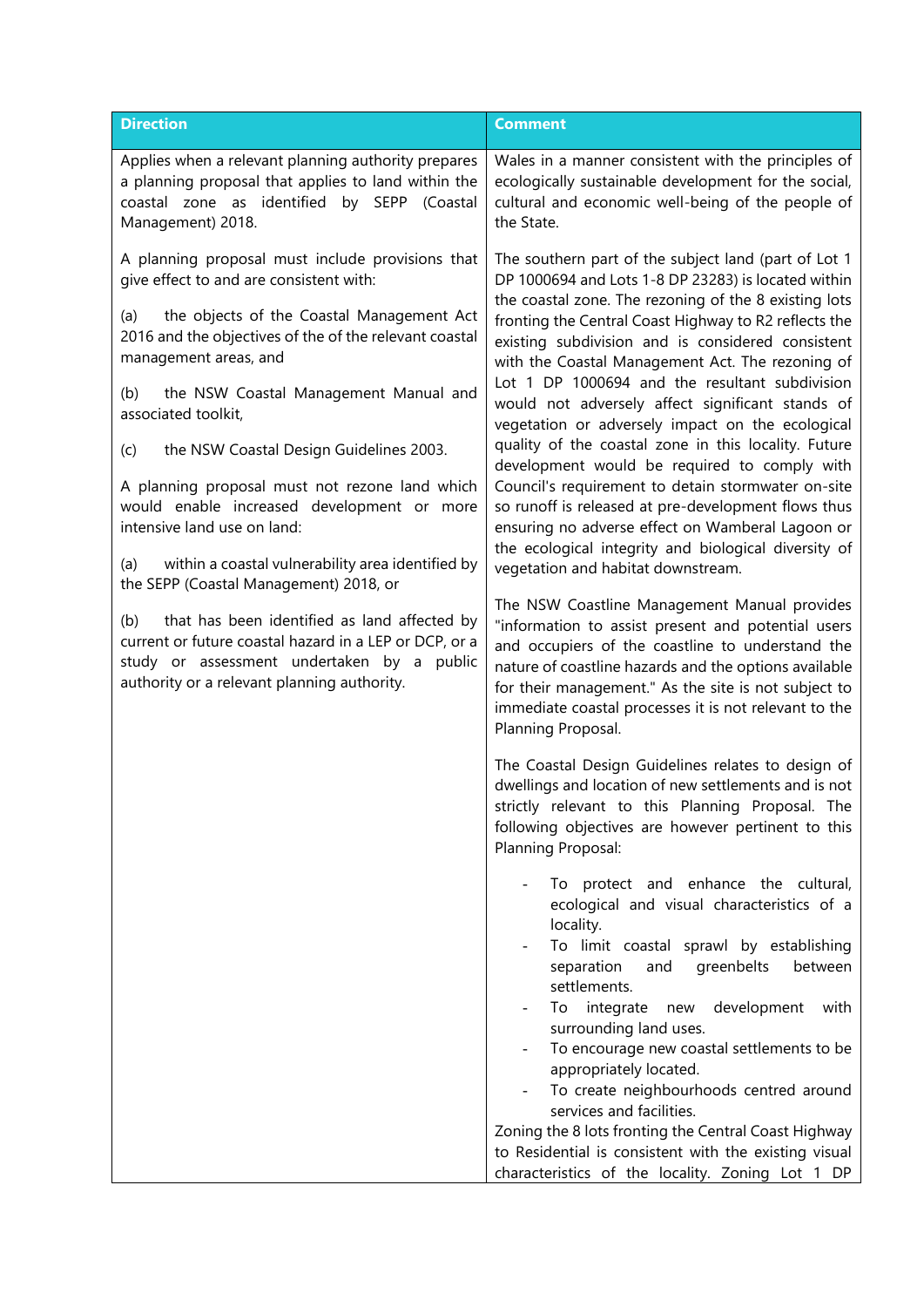| Direction | Comment |
|---|---|
| Applies when a relevant planning authority prepares a planning proposal that applies to land within the coastal zone as identified by SEPP (Coastal Management) 2018.<br><br>A planning proposal must include provisions that give effect to and are consistent with:<br><br>(a) the objects of the Coastal Management Act 2016 and the objectives of the of the relevant coastal management areas, and<br><br>(b) the NSW Coastal Management Manual and associated toolkit,<br><br>(c) the NSW Coastal Design Guidelines 2003.<br><br>A planning proposal must not rezone land which would enable increased development or more intensive land use on land:<br><br>(a) within a coastal vulnerability area identified by the SEPP (Coastal Management) 2018, or<br><br>(b) that has been identified as land affected by current or future coastal hazard in a LEP or DCP, or a study or assessment undertaken by a public authority or a relevant planning authority. | Wales in a manner consistent with the principles of ecologically sustainable development for the social, cultural and economic well-being of the people of the State.<br><br>The southern part of the subject land (part of Lot 1 DP 1000694 and Lots 1-8 DP 23283) is located within the coastal zone. The rezoning of the 8 existing lots fronting the Central Coast Highway to R2 reflects the existing subdivision and is considered consistent with the Coastal Management Act. The rezoning of Lot 1 DP 1000694 and the resultant subdivision would not adversely affect significant stands of vegetation or adversely impact on the ecological quality of the coastal zone in this locality. Future development would be required to comply with Council's requirement to detain stormwater on-site so runoff is released at pre-development flows thus ensuring no adverse effect on Wamberal Lagoon or the ecological integrity and biological diversity of vegetation and habitat downstream.<br><br>The NSW Coastline Management Manual provides "information to assist present and potential users and occupiers of the coastline to understand the nature of coastline hazards and the options available for their management." As the site is not subject to immediate coastal processes it is not relevant to the Planning Proposal.<br><br>The Coastal Design Guidelines relates to design of dwellings and location of new settlements and is not strictly relevant to this Planning Proposal. The following objectives are however pertinent to this Planning Proposal:<br><br>- To protect and enhance the cultural, ecological and visual characteristics of a locality.<br>- To limit coastal sprawl by establishing separation and greenbelts between settlements.<br>- To integrate new development with surrounding land uses.<br>- To encourage new coastal settlements to be appropriately located.<br>- To create neighbourhoods centred around services and facilities.<br><br>Zoning the 8 lots fronting the Central Coast Highway to Residential is consistent with the existing visual characteristics of the locality. Zoning Lot 1 DP |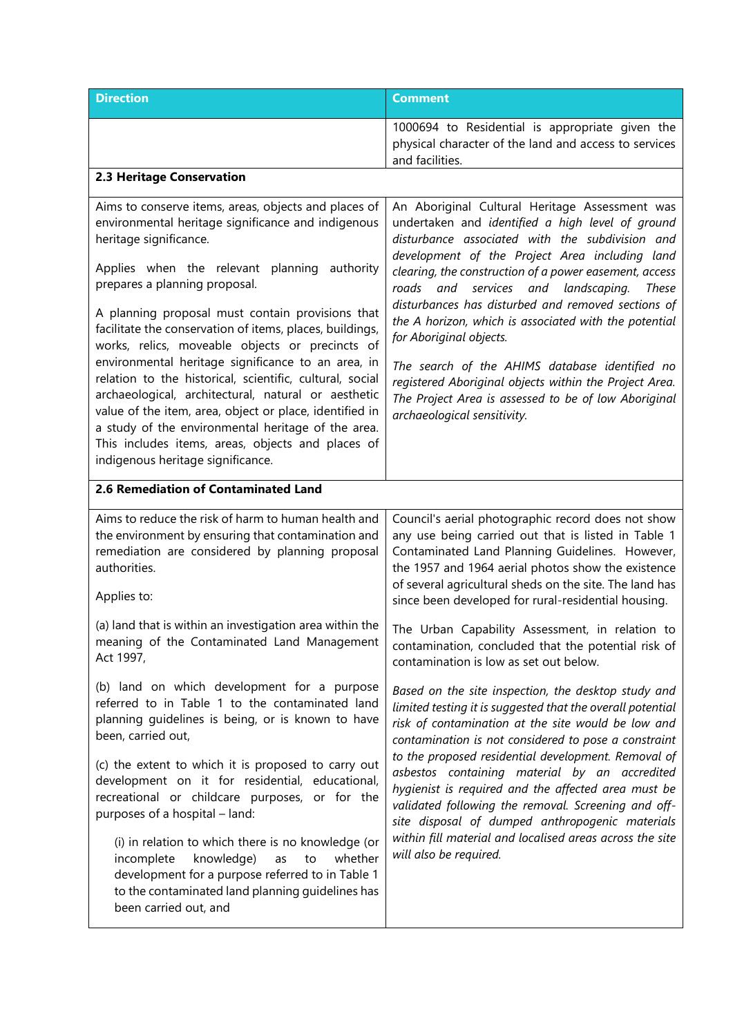| Direction | Comment |
| --- | --- |
| | 1000694 to Residential is appropriate given the physical character of the land and access to services and facilities. |
| **2.3 Heritage Conservation** | |
| Aims to conserve items, areas, objects and places of environmental heritage significance and indigenous heritage significance.<br><br>Applies when the relevant planning authority prepares a planning proposal.<br><br>A planning proposal must contain provisions that facilitate the conservation of items, places, buildings, works, relics, moveable objects or precincts of environmental heritage significance to an area, in relation to the historical, scientific, cultural, social archaeological, architectural, natural or aesthetic value of the item, area, object or place, identified in a study of the environmental heritage of the area. This includes items, areas, objects and places of indigenous heritage significance. | An Aboriginal Cultural Heritage Assessment was undertaken and *identified a high level of ground disturbance associated with the subdivision and development of the Project Area including land clearing, the construction of a power easement, access roads and services and landscaping. These disturbances has disturbed and removed sections of the A horizon, which is associated with the potential for Aboriginal objects.*<br><br>*The search of the AHIMS database identified no registered Aboriginal objects within the Project Area. The Project Area is assessed to be of low Aboriginal archaeological sensitivity.* |
| **2.6 Remediation of Contaminated Land** | |
| Aims to reduce the risk of harm to human health and the environment by ensuring that contamination and remediation are considered by planning proposal authorities.<br><br>Applies to:<br><br>(a) land that is within an investigation area within the meaning of the Contaminated Land Management Act 1997,<br><br>(b) land on which development for a purpose referred to in Table 1 to the contaminated land planning guidelines is being, or is known to have been, carried out,<br><br>(c) the extent to which it is proposed to carry out development on it for residential, educational, recreational or childcare purposes, or for the purposes of a hospital – land:<br><br>(i) in relation to which there is no knowledge (or incomplete knowledge) as to whether development for a purpose referred to in Table 1 to the contaminated land planning guidelines has been carried out, and | Council's aerial photographic record does not show any use being carried out that is listed in Table 1 Contaminated Land Planning Guidelines. However, the 1957 and 1964 aerial photos show the existence of several agricultural sheds on the site. The land has since been developed for rural-residential housing.<br><br>The Urban Capability Assessment, in relation to contamination, concluded that the potential risk of contamination is low as set out below.<br><br>*Based on the site inspection, the desktop study and limited testing it is suggested that the overall potential risk of contamination at the site would be low and contamination is not considered to pose a constraint to the proposed residential development. Removal of asbestos containing material by an accredited hygienist is required and the affected area must be validated following the removal. Screening and off-site disposal of dumped anthropogenic materials within fill material and localised areas across the site will also be required.* |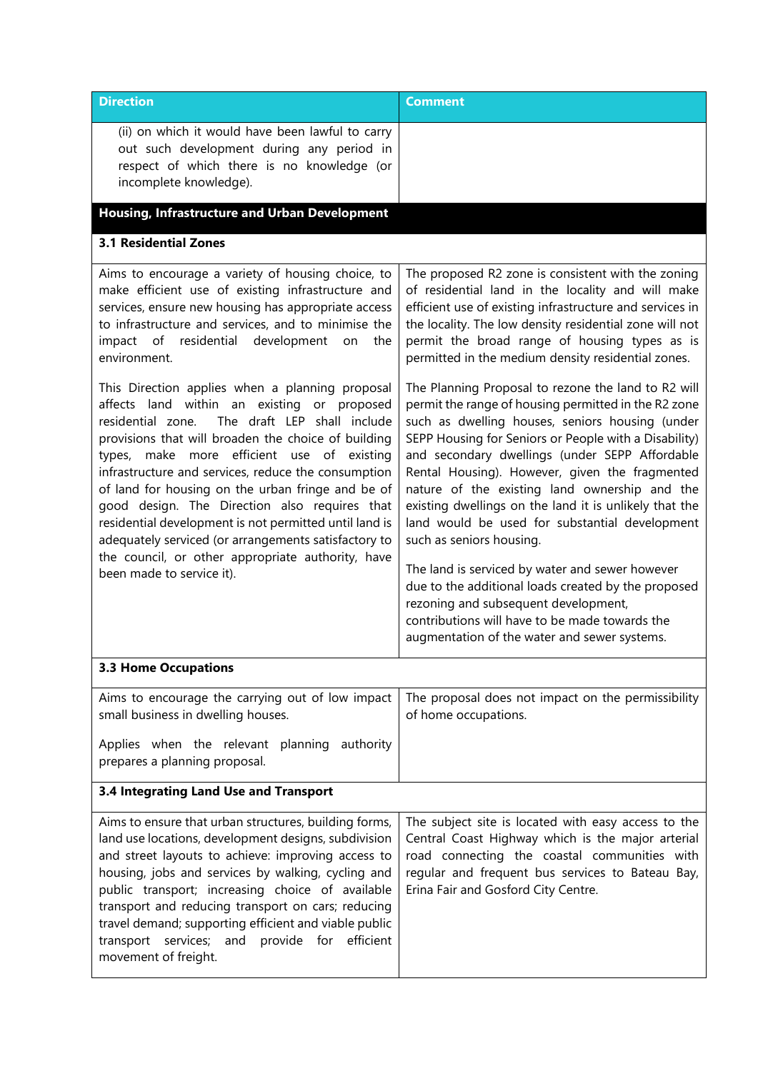| Direction | Comment |
|---|---|
| (ii) on which it would have been lawful to carry out such development during any period in respect of which there is no knowledge (or incomplete knowledge). | |
| **Housing, Infrastructure and Urban Development** | |
| **3.1 Residential Zones** | |
| Aims to encourage a variety of housing choice, to make efficient use of existing infrastructure and services, ensure new housing has appropriate access to infrastructure and services, and to minimise the impact of residential development on the environment.<br><br>This Direction applies when a planning proposal affects land within an existing or proposed residential zone. The draft LEP shall include provisions that will broaden the choice of building types, make more efficient use of existing infrastructure and services, reduce the consumption of land for housing on the urban fringe and be of good design. The Direction also requires that residential development is not permitted until land is adequately serviced (or arrangements satisfactory to the council, or other appropriate authority, have been made to service it). | The proposed R2 zone is consistent with the zoning of residential land in the locality and will make efficient use of existing infrastructure and services in the locality. The low density residential zone will not permit the broad range of housing types as is permitted in the medium density residential zones.<br><br>The Planning Proposal to rezone the land to R2 will permit the range of housing permitted in the R2 zone such as dwelling houses, seniors housing (under SEPP Housing for Seniors or People with a Disability) and secondary dwellings (under SEPP Affordable Rental Housing). However, given the fragmented nature of the existing land ownership and the existing dwellings on the land it is unlikely that the land would be used for substantial development such as seniors housing.<br><br>The land is serviced by water and sewer however due to the additional loads created by the proposed rezoning and subsequent development, contributions will have to be made towards the augmentation of the water and sewer systems. |
| **3.3 Home Occupations** | |
| Aims to encourage the carrying out of low impact small business in dwelling houses.<br><br>Applies when the relevant planning authority prepares a planning proposal. | The proposal does not impact on the permissibility of home occupations. |
| **3.4 Integrating Land Use and Transport** | |
| Aims to ensure that urban structures, building forms, land use locations, development designs, subdivision and street layouts to achieve: improving access to housing, jobs and services by walking, cycling and public transport; increasing choice of available transport and reducing transport on cars; reducing travel demand; supporting efficient and viable public transport services; and provide for efficient movement of freight. | The subject site is located with easy access to the Central Coast Highway which is the major arterial road connecting the coastal communities with regular and frequent bus services to Bateau Bay, Erina Fair and Gosford City Centre. |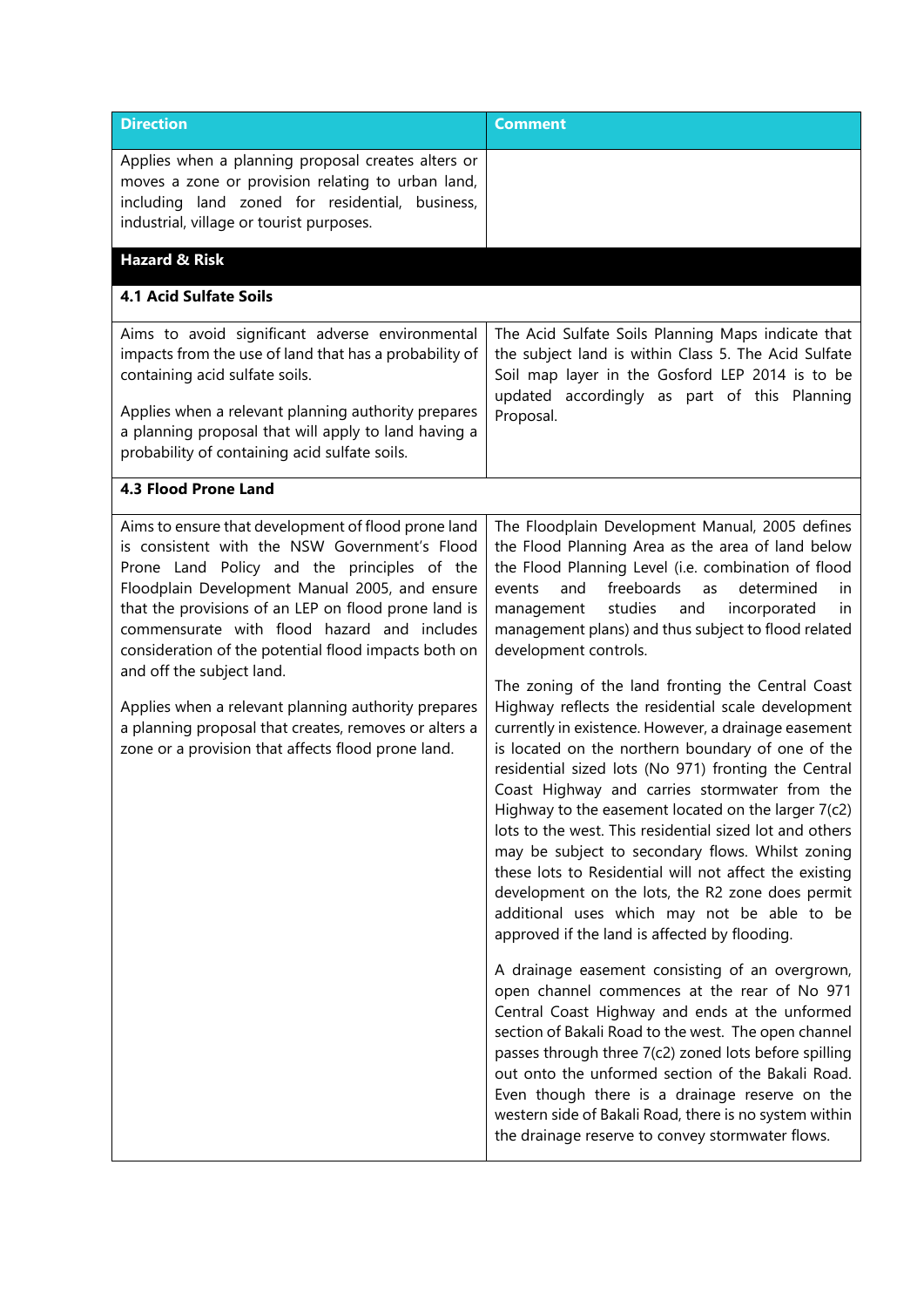| Direction | Comment |
|---|---|
| Applies when a planning proposal creates alters or moves a zone or provision relating to urban land, including land zoned for residential, business, industrial, village or tourist purposes. | |
| **Hazard & Risk** | |
| **4.1 Acid Sulfate Soils** | |
| Aims to avoid significant adverse environmental impacts from the use of land that has a probability of containing acid sulfate soils.<br><br>Applies when a relevant planning authority prepares a planning proposal that will apply to land having a probability of containing acid sulfate soils. | The Acid Sulfate Soils Planning Maps indicate that the subject land is within Class 5. The Acid Sulfate Soil map layer in the Gosford LEP 2014 is to be updated accordingly as part of this Planning Proposal. |
| **4.3 Flood Prone Land** | |
| Aims to ensure that development of flood prone land is consistent with the NSW Government's Flood Prone Land Policy and the principles of the Floodplain Development Manual 2005, and ensure that the provisions of an LEP on flood prone land is commensurate with flood hazard and includes consideration of the potential flood impacts both on and off the subject land.<br><br>Applies when a relevant planning authority prepares a planning proposal that creates, removes or alters a zone or a provision that affects flood prone land. | The Floodplain Development Manual, 2005 defines the Flood Planning Area as the area of land below the Flood Planning Level (i.e. combination of flood events and freeboards as determined in management studies and incorporated in management plans) and thus subject to flood related development controls.<br><br>The zoning of the land fronting the Central Coast Highway reflects the residential scale development currently in existence. However, a drainage easement is located on the northern boundary of one of the residential sized lots (No 971) fronting the Central Coast Highway and carries stormwater from the Highway to the easement located on the larger 7(c2) lots to the west. This residential sized lot and others may be subject to secondary flows. Whilst zoning these lots to Residential will not affect the existing development on the lots, the R2 zone does permit additional uses which may not be able to be approved if the land is affected by flooding.<br><br>A drainage easement consisting of an overgrown, open channel commences at the rear of No 971 Central Coast Highway and ends at the unformed section of Bakali Road to the west. The open channel passes through three 7(c2) zoned lots before spilling out onto the unformed section of the Bakali Road. Even though there is a drainage reserve on the western side of Bakali Road, there is no system within the drainage reserve to convey stormwater flows. |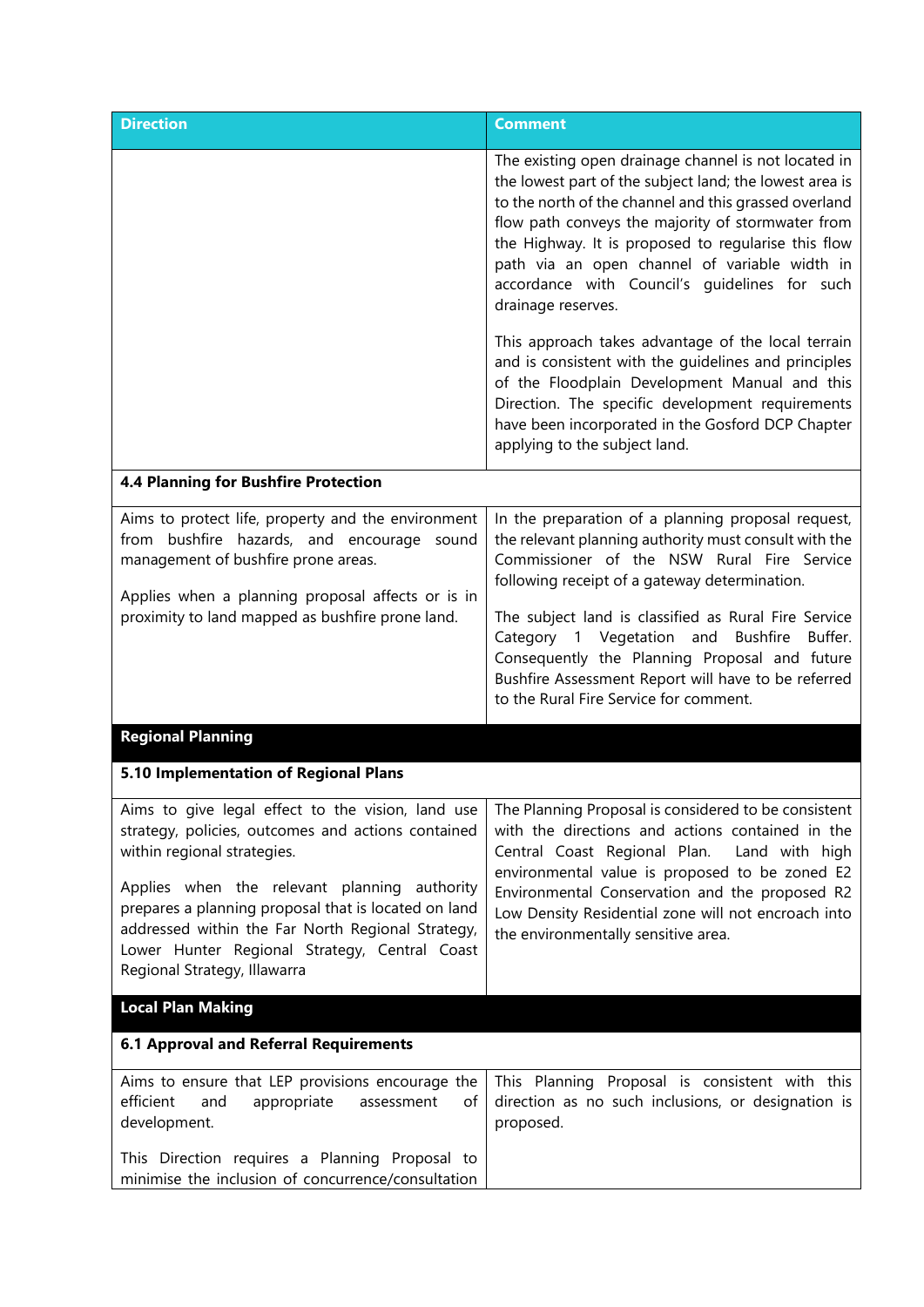| Direction | Comment |
| --- | --- |
| | The existing open drainage channel is not located in the lowest part of the subject land; the lowest area is to the north of the channel and this grassed overland flow path conveys the majority of stormwater from the Highway. It is proposed to regularise this flow path via an open channel of variable width in accordance with Council's guidelines for such drainage reserves.<br><br>This approach takes advantage of the local terrain and is consistent with the guidelines and principles of the Floodplain Development Manual and this Direction. The specific development requirements have been incorporated in the Gosford DCP Chapter applying to the subject land. |
| **4.4 Planning for Bushfire Protection** | |
| Aims to protect life, property and the environment from bushfire hazards, and encourage sound management of bushfire prone areas.<br><br>Applies when a planning proposal affects or is in proximity to land mapped as bushfire prone land. | In the preparation of a planning proposal request, the relevant planning authority must consult with the Commissioner of the NSW Rural Fire Service following receipt of a gateway determination.<br><br>The subject land is classified as Rural Fire Service Category 1 Vegetation and Bushfire Buffer. Consequently the Planning Proposal and future Bushfire Assessment Report will have to be referred to the Rural Fire Service for comment. |
| **Regional Planning** | |
| **5.10 Implementation of Regional Plans** | |
| Aims to give legal effect to the vision, land use strategy, policies, outcomes and actions contained within regional strategies.<br><br>Applies when the relevant planning authority prepares a planning proposal that is located on land addressed within the Far North Regional Strategy, Lower Hunter Regional Strategy, Central Coast Regional Strategy, Illawarra | The Planning Proposal is considered to be consistent with the directions and actions contained in the Central Coast Regional Plan. Land with high environmental value is proposed to be zoned E2 Environmental Conservation and the proposed R2 Low Density Residential zone will not encroach into the environmentally sensitive area. |
| **Local Plan Making** | |
| **6.1 Approval and Referral Requirements** | |
| Aims to ensure that LEP provisions encourage the efficient and appropriate assessment of development.<br><br>This Direction requires a Planning Proposal to minimise the inclusion of concurrence/consultation | This Planning Proposal is consistent with this direction as no such inclusions, or designation is proposed. |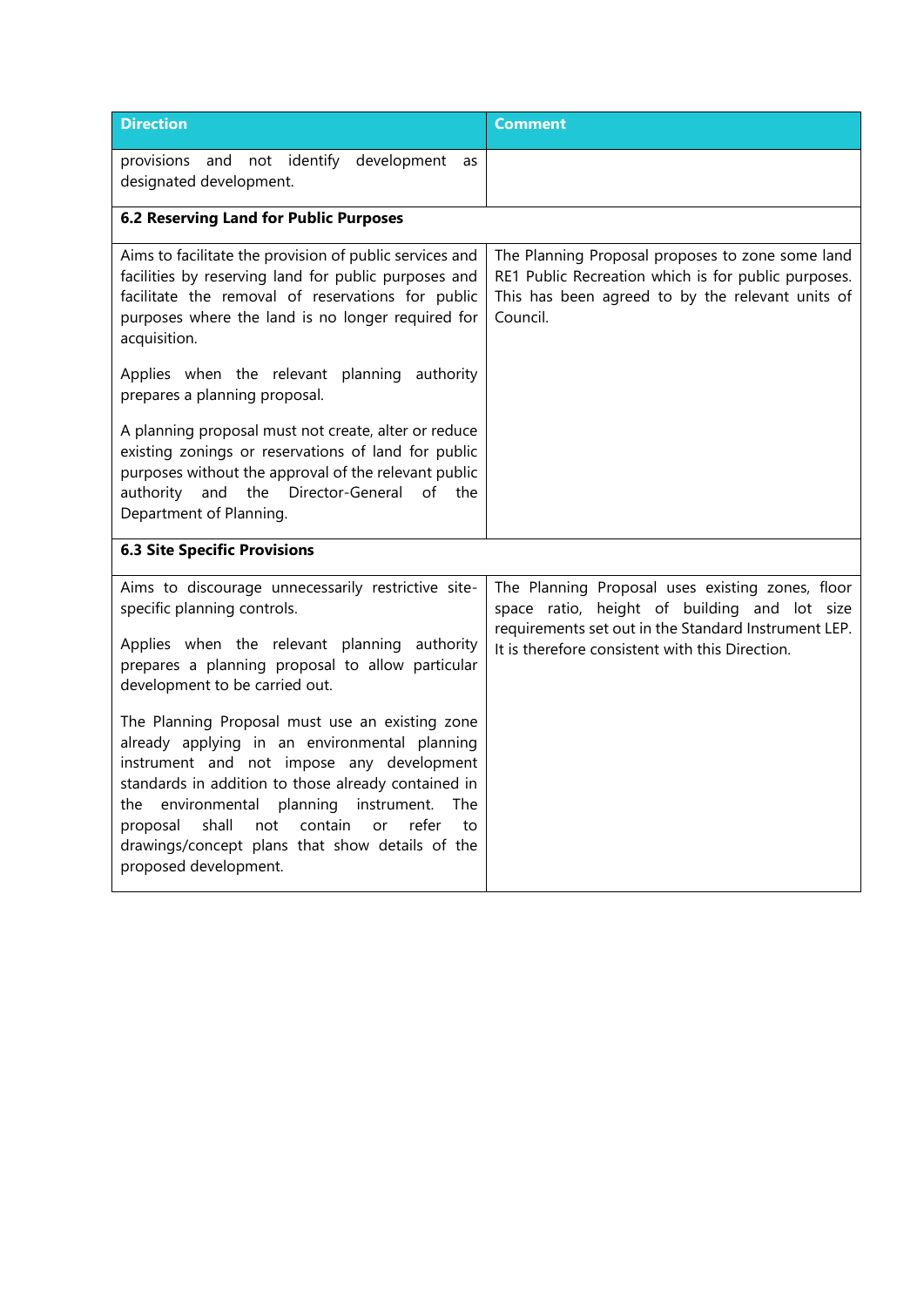| Direction | Comment |
|---|---|
| provisions and not identify development as designated development. | |
| **6.2 Reserving Land for Public Purposes** | |
| Aims to facilitate the provision of public services and facilities by reserving land for public purposes and facilitate the removal of reservations for public purposes where the land is no longer required for acquisition.<br><br>Applies when the relevant planning authority prepares a planning proposal.<br><br>A planning proposal must not create, alter or reduce existing zonings or reservations of land for public purposes without the approval of the relevant public authority and the Director-General of the Department of Planning. | The Planning Proposal proposes to zone some land RE1 Public Recreation which is for public purposes. This has been agreed to by the relevant units of Council. |
| **6.3 Site Specific Provisions** | |
| Aims to discourage unnecessarily restrictive site-specific planning controls.<br><br>Applies when the relevant planning authority prepares a planning proposal to allow particular development to be carried out.<br><br>The Planning Proposal must use an existing zone already applying in an environmental planning instrument and not impose any development standards in addition to those already contained in the environmental planning instrument. The proposal shall not contain or refer to drawings/concept plans that show details of the proposed development. | The Planning Proposal uses existing zones, floor space ratio, height of building and lot size requirements set out in the Standard Instrument LEP. It is therefore consistent with this Direction. |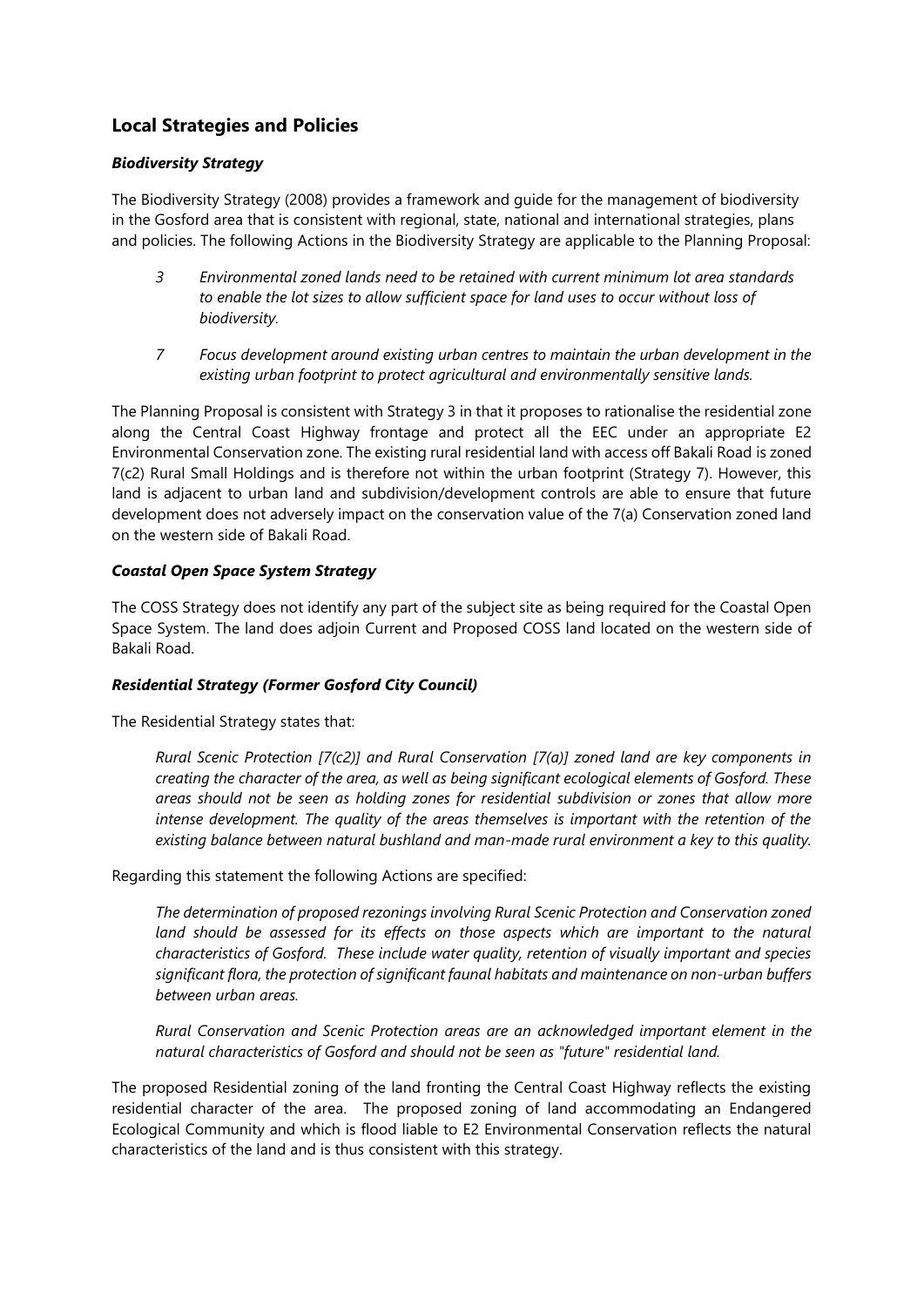## Local Strategies and Policies

### *Biodiversity Strategy*

The Biodiversity Strategy (2008) provides a framework and guide for the management of biodiversity in the Gosford area that is consistent with regional, state, national and international strategies, plans and policies. The following Actions in the Biodiversity Strategy are applicable to the Planning Proposal:

> 3 *Environmental zoned lands need to be retained with current minimum lot area standards to enable the lot sizes to allow sufficient space for land uses to occur without loss of biodiversity.*
>
> 7 *Focus development around existing urban centres to maintain the urban development in the existing urban footprint to protect agricultural and environmentally sensitive lands.*

The Planning Proposal is consistent with Strategy 3 in that it proposes to rationalise the residential zone along the Central Coast Highway frontage and protect all the EEC under an appropriate E2 Environmental Conservation zone. The existing rural residential land with access off Bakali Road is zoned 7(c2) Rural Small Holdings and is therefore not within the urban footprint (Strategy 7). However, this land is adjacent to urban land and subdivision/development controls are able to ensure that future development does not adversely impact on the conservation value of the 7(a) Conservation zoned land on the western side of Bakali Road.

### *Coastal Open Space System Strategy*

The COSS Strategy does not identify any part of the subject site as being required for the Coastal Open Space System. The land does adjoin Current and Proposed COSS land located on the western side of Bakali Road.

### *Residential Strategy (Former Gosford City Council)*

The Residential Strategy states that:

> *Rural Scenic Protection [7(c2)] and Rural Conservation [7(a)] zoned land are key components in creating the character of the area, as well as being significant ecological elements of Gosford. These areas should not be seen as holding zones for residential subdivision or zones that allow more intense development. The quality of the areas themselves is important with the retention of the existing balance between natural bushland and man-made rural environment a key to this quality.*

Regarding this statement the following Actions are specified:

> *The determination of proposed rezonings involving Rural Scenic Protection and Conservation zoned land should be assessed for its effects on those aspects which are important to the natural characteristics of Gosford. These include water quality, retention of visually important and species significant flora, the protection of significant faunal habitats and maintenance on non-urban buffers between urban areas.*
>
> *Rural Conservation and Scenic Protection areas are an acknowledged important element in the natural characteristics of Gosford and should not be seen as "future" residential land.*

The proposed Residential zoning of the land fronting the Central Coast Highway reflects the existing residential character of the area. The proposed zoning of land accommodating an Endangered Ecological Community and which is flood liable to E2 Environmental Conservation reflects the natural characteristics of the land and is thus consistent with this strategy.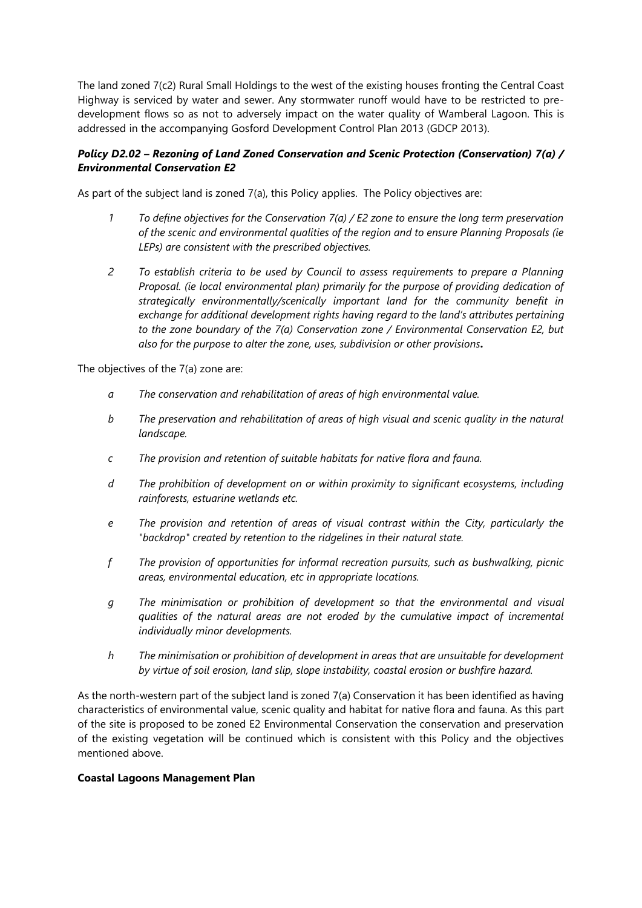The land zoned 7(c2) Rural Small Holdings to the west of the existing houses fronting the Central Coast Highway is serviced by water and sewer. Any stormwater runoff would have to be restricted to pre-development flows so as not to adversely impact on the water quality of Wamberal Lagoon. This is addressed in the accompanying Gosford Development Control Plan 2013 (GDCP 2013).

### *Policy D2.02 – Rezoning of Land Zoned Conservation and Scenic Protection (Conservation) 7(a) / Environmental Conservation E2*

As part of the subject land is zoned 7(a), this Policy applies. The Policy objectives are:

1. *To define objectives for the Conservation 7(a) / E2 zone to ensure the long term preservation of the scenic and environmental qualities of the region and to ensure Planning Proposals (ie LEPs) are consistent with the prescribed objectives.*

2. *To establish criteria to be used by Council to assess requirements to prepare a Planning Proposal. (ie local environmental plan) primarily for the purpose of providing dedication of strategically environmentally/scenically important land for the community benefit in exchange for additional development rights having regard to the land's attributes pertaining to the zone boundary of the 7(a) Conservation zone / Environmental Conservation E2, but also for the purpose to alter the zone, uses, subdivision or other provisions.*

The objectives of the 7(a) zone are:

- a *The conservation and rehabilitation of areas of high environmental value.*
- b *The preservation and rehabilitation of areas of high visual and scenic quality in the natural landscape.*
- c *The provision and retention of suitable habitats for native flora and fauna.*
- d *The prohibition of development on or within proximity to significant ecosystems, including rainforests, estuarine wetlands etc.*
- e *The provision and retention of areas of visual contrast within the City, particularly the "backdrop" created by retention to the ridgelines in their natural state.*
- f *The provision of opportunities for informal recreation pursuits, such as bushwalking, picnic areas, environmental education, etc in appropriate locations.*
- g *The minimisation or prohibition of development so that the environmental and visual qualities of the natural areas are not eroded by the cumulative impact of incremental individually minor developments.*
- h *The minimisation or prohibition of development in areas that are unsuitable for development by virtue of soil erosion, land slip, slope instability, coastal erosion or bushfire hazard.*

As the north-western part of the subject land is zoned 7(a) Conservation it has been identified as having characteristics of environmental value, scenic quality and habitat for native flora and fauna. As this part of the site is proposed to be zoned E2 Environmental Conservation the conservation and preservation of the existing vegetation will be continued which is consistent with this Policy and the objectives mentioned above.

**Coastal Lagoons Management Plan**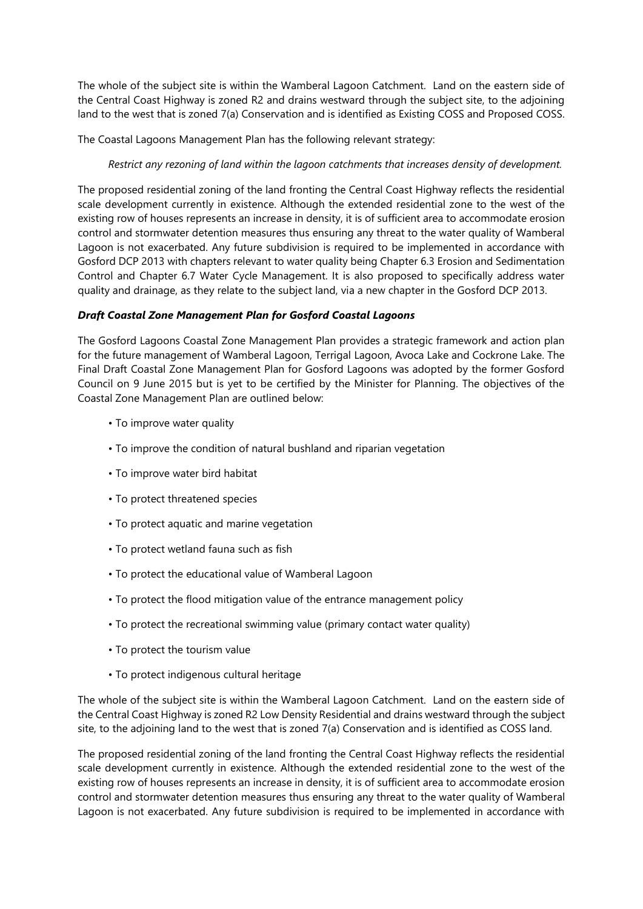The whole of the subject site is within the Wamberal Lagoon Catchment. Land on the eastern side of the Central Coast Highway is zoned R2 and drains westward through the subject site, to the adjoining land to the west that is zoned 7(a) Conservation and is identified as Existing COSS and Proposed COSS.

The Coastal Lagoons Management Plan has the following relevant strategy:

*Restrict any rezoning of land within the lagoon catchments that increases density of development.*

The proposed residential zoning of the land fronting the Central Coast Highway reflects the residential scale development currently in existence. Although the extended residential zone to the west of the existing row of houses represents an increase in density, it is of sufficient area to accommodate erosion control and stormwater detention measures thus ensuring any threat to the water quality of Wamberal Lagoon is not exacerbated. Any future subdivision is required to be implemented in accordance with Gosford DCP 2013 with chapters relevant to water quality being Chapter 6.3 Erosion and Sedimentation Control and Chapter 6.7 Water Cycle Management. It is also proposed to specifically address water quality and drainage, as they relate to the subject land, via a new chapter in the Gosford DCP 2013.

***Draft Coastal Zone Management Plan for Gosford Coastal Lagoons***

The Gosford Lagoons Coastal Zone Management Plan provides a strategic framework and action plan for the future management of Wamberal Lagoon, Terrigal Lagoon, Avoca Lake and Cockrone Lake. The Final Draft Coastal Zone Management Plan for Gosford Lagoons was adopted by the former Gosford Council on 9 June 2015 but is yet to be certified by the Minister for Planning. The objectives of the Coastal Zone Management Plan are outlined below:

- To improve water quality
- To improve the condition of natural bushland and riparian vegetation
- To improve water bird habitat
- To protect threatened species
- To protect aquatic and marine vegetation
- To protect wetland fauna such as fish
- To protect the educational value of Wamberal Lagoon
- To protect the flood mitigation value of the entrance management policy
- To protect the recreational swimming value (primary contact water quality)
- To protect the tourism value
- To protect indigenous cultural heritage

The whole of the subject site is within the Wamberal Lagoon Catchment. Land on the eastern side of the Central Coast Highway is zoned R2 Low Density Residential and drains westward through the subject site, to the adjoining land to the west that is zoned 7(a) Conservation and is identified as COSS land.

The proposed residential zoning of the land fronting the Central Coast Highway reflects the residential scale development currently in existence. Although the extended residential zone to the west of the existing row of houses represents an increase in density, it is of sufficient area to accommodate erosion control and stormwater detention measures thus ensuring any threat to the water quality of Wamberal Lagoon is not exacerbated. Any future subdivision is required to be implemented in accordance with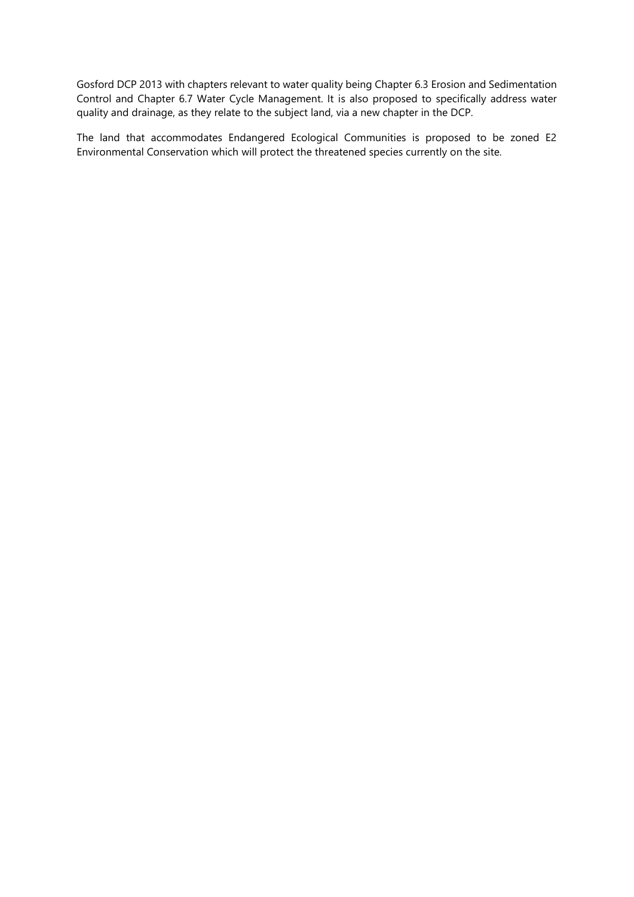Gosford DCP 2013 with chapters relevant to water quality being Chapter 6.3 Erosion and Sedimentation Control and Chapter 6.7 Water Cycle Management. It is also proposed to specifically address water quality and drainage, as they relate to the subject land, via a new chapter in the DCP.

The land that accommodates Endangered Ecological Communities is proposed to be zoned E2 Environmental Conservation which will protect the threatened species currently on the site.